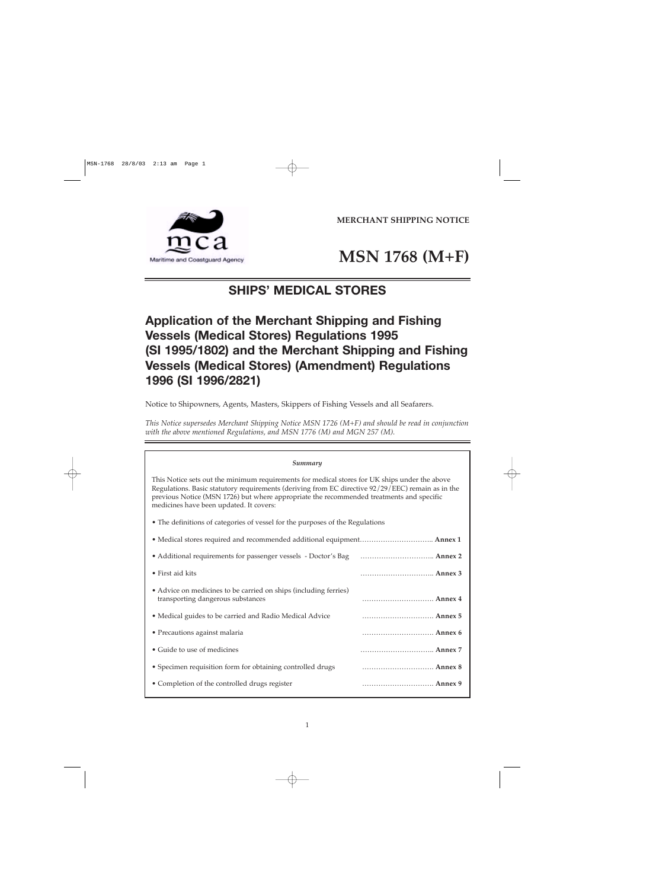MERCHANT SHIPPING NOTICE

# MSN 1768 (M+F)

## SHIPS' MEDICAL STORES

## Application of the Merchant Shipping and Fishing Vessels (Medical Stores) Regulations 1995 (SI 1995/1802) and the Merchant Shipping and Fishing Vessels (Medical Stores) (Amendment) Regulations 1996 (SI 1996/2821)

Notice to Shipowners, Agents, Masters, Skippers of Fishing Vessels and all Seafarers.

*This Notice supersedes Merchant Shipping Notice MSN 1726 (M+F) and should be read in conjunction with the above mentioned Regulations, and MSN 1776 (M) and MGN 257 (M).*

***Summary***

This Notice sets out the minimum requirements for medical stores for UK ships under the above Regulations. Basic statutory requirements (deriving from EC directive 92/29/EEC) remain as in the previous Notice (MSN 1726) but where appropriate the recommended treatments and specific medicines have been updated. It covers:

- The definitions of categories of vessel for the purposes of the Regulations
- Medical stores required and recommended additional equipment………………………….. **Annex 1**
- Additional requirements for passenger vessels - Doctor's Bag ………………………….. **Annex 2**
- First aid kits ………………………….. **Annex 3**
- Advice on medicines to be carried on ships (including ferries) transporting dangerous substances ………………………….. **Annex 4**
- Medical guides to be carried and Radio Medical Advice ………………………….. **Annex 5**
- Precautions against malaria ………………………….. **Annex 6**
- Guide to use of medicines ………………………….. **Annex 7**
- Specimen requisition form for obtaining controlled drugs ………………………….. **Annex 8**
- Completion of the controlled drugs register ………………………….. **Annex 9**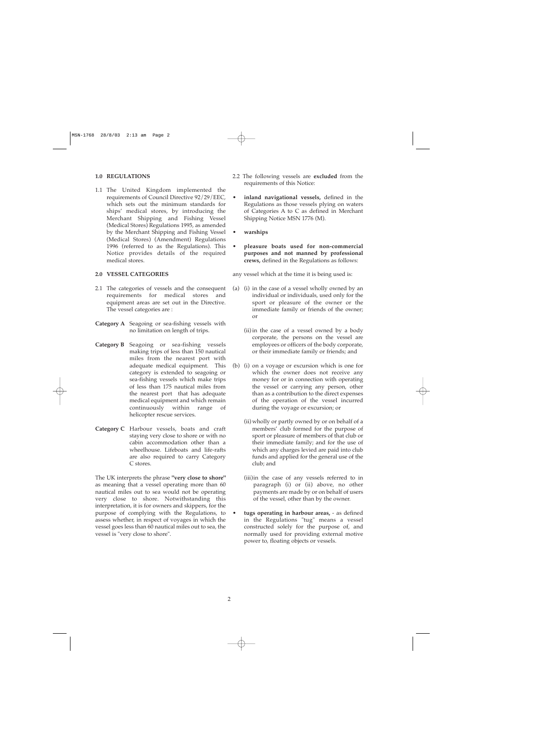## 1.0 REGULATIONS

1.1 The United Kingdom implemented the requirements of Council Directive 92/29/EEC, which sets out the minimum standards for ships' medical stores, by introducing the Merchant Shipping and Fishing Vessel (Medical Stores) Regulations 1995, as amended by the Merchant Shipping and Fishing Vessel (Medical Stores) (Amendment) Regulations 1996 (referred to as the Regulations). This Notice provides details of the required medical stores.

## 2.0 VESSEL CATEGORIES

2.1 The categories of vessels and the consequent requirements for medical stores and equipment areas are set out in the Directive. The vessel categories are :

**Category A** Seagoing or sea-fishing vessels with no limitation on length of trips.

**Category B** Seagoing or sea-fishing vessels making trips of less than 150 nautical miles from the nearest port with adequate medical equipment. This category is extended to seagoing or sea-fishing vessels which make trips of less than 175 nautical miles from the nearest port that has adequate medical equipment and which remain continuously within range of helicopter rescue services.

**Category C** Harbour vessels, boats and craft staying very close to shore or with no cabin accommodation other than a wheelhouse. Lifeboats and life-rafts are also required to carry Category C stores.

The UK interprets the phrase **"very close to shore"** as meaning that a vessel operating more than 60 nautical miles out to sea would not be operating very close to shore. Notwithstanding this interpretation, it is for owners and skippers, for the purpose of complying with the Regulations, to assess whether, in respect of voyages in which the vessel goes less than 60 nautical miles out to sea, the vessel is "very close to shore".

2.2 The following vessels are **excluded** from the requirements of this Notice:

- **inland navigational vessels,** defined in the Regulations as those vessels plying on waters of Categories A to C as defined in Merchant Shipping Notice MSN 1776 (M).
- **warships**
- **pleasure boats used for non-commercial purposes and not manned by professional crews,** defined in the Regulations as follows:

any vessel which at the time it is being used is:

(a) (i) in the case of a vessel wholly owned by an individual or individuals, used only for the sport or pleasure of the owner or the immediate family or friends of the owner; or

(ii) in the case of a vessel owned by a body corporate, the persons on the vessel are employees or officers of the body corporate, or their immediate family or friends; and

(b) (i) on a voyage or excursion which is one for which the owner does not receive any money for or in connection with operating the vessel or carrying any person, other than as a contribution to the direct expenses of the operation of the vessel incurred during the voyage or excursion; or

(ii) wholly or partly owned by or on behalf of a members' club formed for the purpose of sport or pleasure of members of that club or their immediate family; and for the use of which any charges levied are paid into club funds and applied for the general use of the club; and

(iii) in the case of any vessels referred to in paragraph (i) or (ii) above, no other payments are made by or on behalf of users of the vessel, other than by the owner.

- **tugs operating in harbour areas,** - as defined in the Regulations "tug" means a vessel constructed solely for the purpose of, and normally used for providing external motive power to, floating objects or vessels.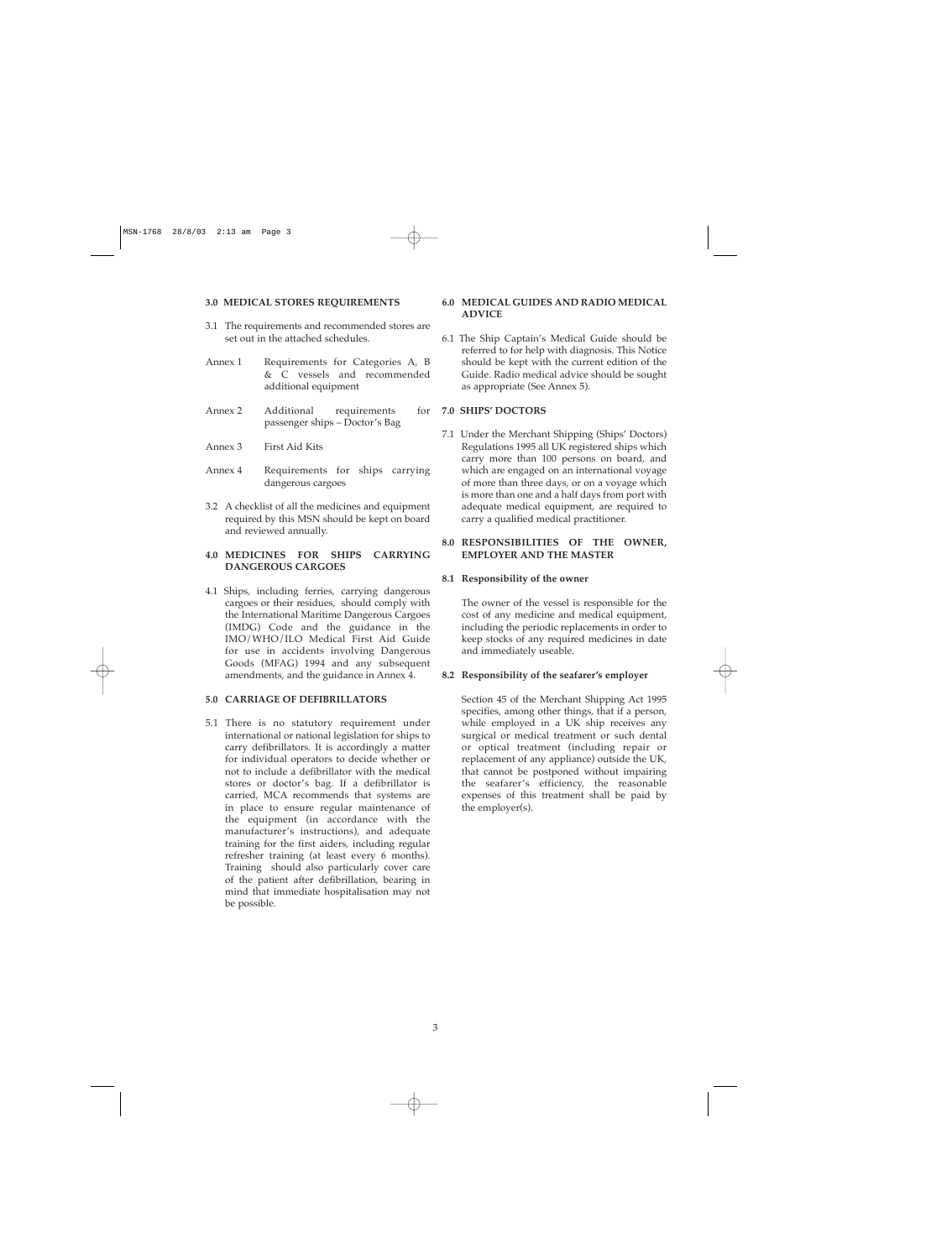## 3.0 MEDICAL STORES REQUIREMENTS

3.1 The requirements and recommended stores are set out in the attached schedules.

| | |
|---|---|
| Annex 1 | Requirements for Categories A, B & C vessels and recommended additional equipment |
| Annex 2 | Additional requirements for passenger ships – Doctor's Bag |
| Annex 3 | First Aid Kits |
| Annex 4 | Requirements for ships carrying dangerous cargoes |

3.2 A checklist of all the medicines and equipment required by this MSN should be kept on board and reviewed annually.

## 4.0 MEDICINES FOR SHIPS CARRYING DANGEROUS CARGOES

4.1 Ships, including ferries, carrying dangerous cargoes or their residues, should comply with the International Maritime Dangerous Cargoes (IMDG) Code and the guidance in the IMO/WHO/ILO Medical First Aid Guide for use in accidents involving Dangerous Goods (MFAG) 1994 and any subsequent amendments, and the guidance in Annex 4.

## 5.0 CARRIAGE OF DEFIBRILLATORS

5.1 There is no statutory requirement under international or national legislation for ships to carry defibrillators. It is accordingly a matter for individual operators to decide whether or not to include a defibrillator with the medical stores or doctor's bag. If a defibrillator is carried, MCA recommends that systems are in place to ensure regular maintenance of the equipment (in accordance with the manufacturer's instructions), and adequate training for the first aiders, including regular refresher training (at least every 6 months). Training should also particularly cover care of the patient after defibrillation, bearing in mind that immediate hospitalisation may not be possible.

## 6.0 MEDICAL GUIDES AND RADIO MEDICAL ADVICE

6.1 The Ship Captain's Medical Guide should be referred to for help with diagnosis. This Notice should be kept with the current edition of the Guide. Radio medical advice should be sought as appropriate (See Annex 5).

## 7.0 SHIPS' DOCTORS

7.1 Under the Merchant Shipping (Ships' Doctors) Regulations 1995 all UK registered ships which carry more than 100 persons on board, and which are engaged on an international voyage of more than three days, or on a voyage which is more than one and a half days from port with adequate medical equipment, are required to carry a qualified medical practitioner.

## 8.0 RESPONSIBILITIES OF THE OWNER, EMPLOYER AND THE MASTER

### 8.1 Responsibility of the owner

The owner of the vessel is responsible for the cost of any medicine and medical equipment, including the periodic replacements in order to keep stocks of any required medicines in date and immediately useable.

### 8.2 Responsibility of the seafarer's employer

Section 45 of the Merchant Shipping Act 1995 specifies, among other things, that if a person, while employed in a UK ship receives any surgical or medical treatment or such dental or optical treatment (including repair or replacement of any appliance) outside the UK, that cannot be postponed without impairing the seafarer's efficiency, the reasonable expenses of this treatment shall be paid by the employer(s).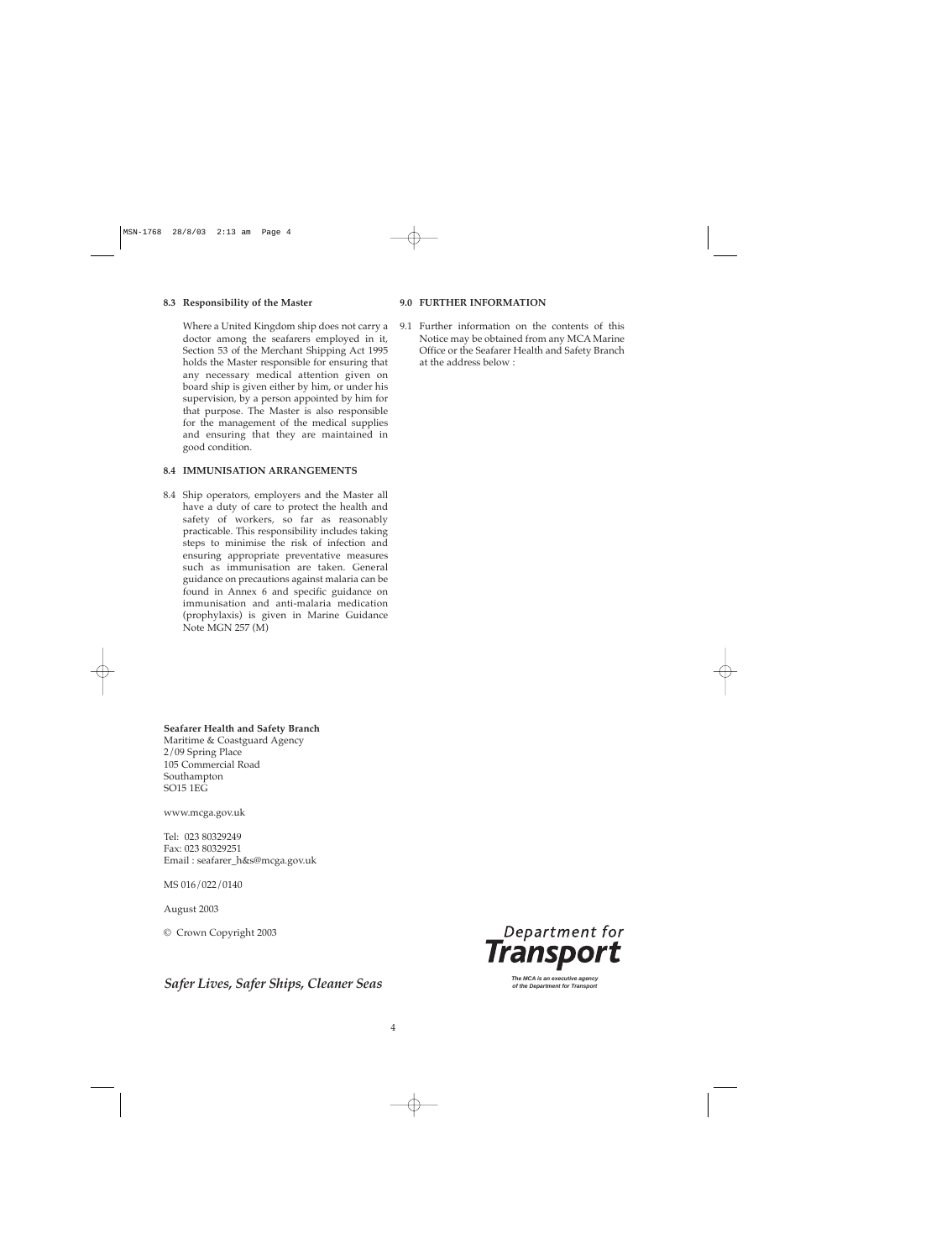### 8.3 Responsibility of the Master

Where a United Kingdom ship does not carry a doctor among the seafarers employed in it, Section 53 of the Merchant Shipping Act 1995 holds the Master responsible for ensuring that any necessary medical attention given on board ship is given either by him, or under his supervision, by a person appointed by him for that purpose. The Master is also responsible for the management of the medical supplies and ensuring that they are maintained in good condition.

### 8.4 IMMUNISATION ARRANGEMENTS

8.4 Ship operators, employers and the Master all have a duty of care to protect the health and safety of workers, so far as reasonably practicable. This responsibility includes taking steps to minimise the risk of infection and ensuring appropriate preventative measures such as immunisation are taken. General guidance on precautions against malaria can be found in Annex 6 and specific guidance on immunisation and anti-malaria medication (prophylaxis) is given in Marine Guidance Note MGN 257 (M)

### 9.0 FURTHER INFORMATION

9.1 Further information on the contents of this Notice may be obtained from any MCA Marine Office or the Seafarer Health and Safety Branch at the address below :

**Seafarer Health and Safety Branch**
Maritime & Coastguard Agency
2/09 Spring Place
105 Commercial Road
Southampton
SO15 1EG

www.mcga.gov.uk

Tel: 023 80329249
Fax: 023 80329251
Email : seafarer_h&s@mcga.gov.uk

MS 016/022/0140

August 2003

© Crown Copyright 2003

*Safer Lives, Safer Ships, Cleaner Seas*

Department for Transport

*The MCA is an executive agency of the Department for Transport*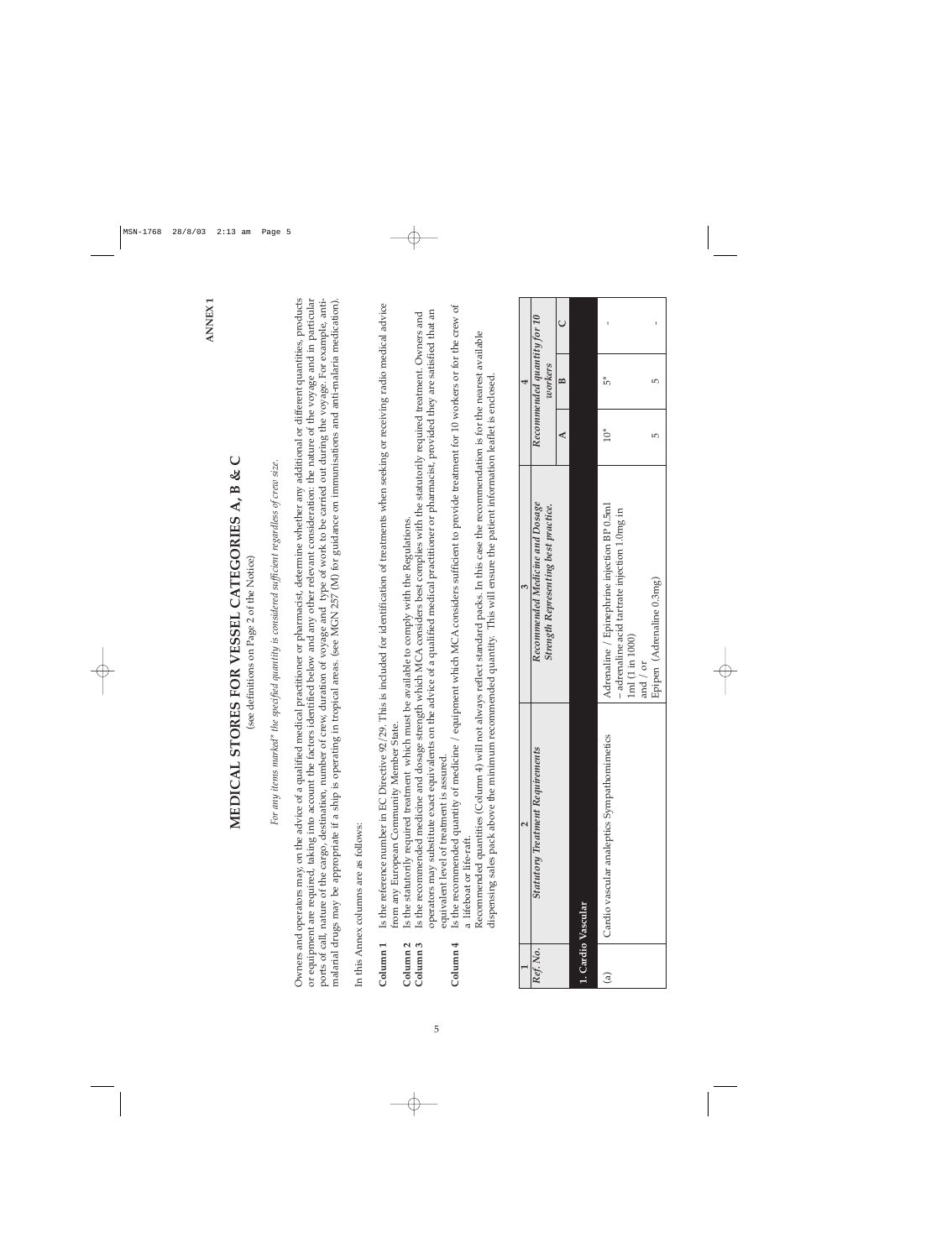ANNEX 1

# MEDICAL STORES FOR VESSEL CATEGORIES A, B & C

(see definitions on Page 2 of the Notice)

*For any items marked\* the specifed quantity is considered sufficient regardless of crew size.*

Owners and operators may, on the advice of a qualified medical practitioner or pharmacist, determine whether any additional or different quantities, products or equipment are required, taking into account the factors identified below and any other relevant consideration: the nature of the voyage and in particular ports of call, nature of the cargo, destination, number of crew, duration of voyage and type of work to be carried out during the voyage. For example, anti-malarial drugs may be appropriate if a ship is operating in tropical areas. (see MGN 257 (M) for guidance on immunisations and anti-malaria medication).

In this Annex columns are as follows:

**Column 1** Is the reference number in EC Directive 92/29. This is included for identification of treatments when seeking or receiving radio medical advice from any European Community Member State.

**Column 2** Is the statutorily required treatment which must be available to comply with the Regulations.

**Column 3** Is the recommended medicine and dosage strength which MCA considers best complies with the statutorily required treatment. Owners and operators may substitute exact equivalents on the advice of a qualified medical practitioner or pharmacist, provided they are satisfied that an equivalent level of treatment is assured.

**Column 4** Is the recommended quantity of medicine / equipment which MCA considers sufficient to provide treatment for 10 workers or for the crew of a lifeboat or life-raft.

Recommended quantities (Column 4) will not always reflect standard packs. In this case the recommendation is for the nearest available dispensing sales pack above the minimum recommended quantity. This will ensure the patient information leaflet is enclosed.

| 1 | 2 | 3 | 4 | | |
|---|---|---|---|---|---|
| *Ref. No.* | *Statutory Treatment Requirements* | *Recommended Medicine and Dosage Strength Representing best practice.* | *Recommended quantity for 10 workers* | | |
| | | | A | B | C |
| **1. Cardio Vascular** | | | | | |
| (a) | Cardio vascular analeptics Sympathomimetics | Adrenaline / Epinephrine injection BP 0.5ml – adrenaline acid tartrate injection 1.0mg in 1ml (1 in 1000) and / or | 10* | 5* | - |
| | | Epipen (Adrenaline 0.3mg) | 5 | 5 | - |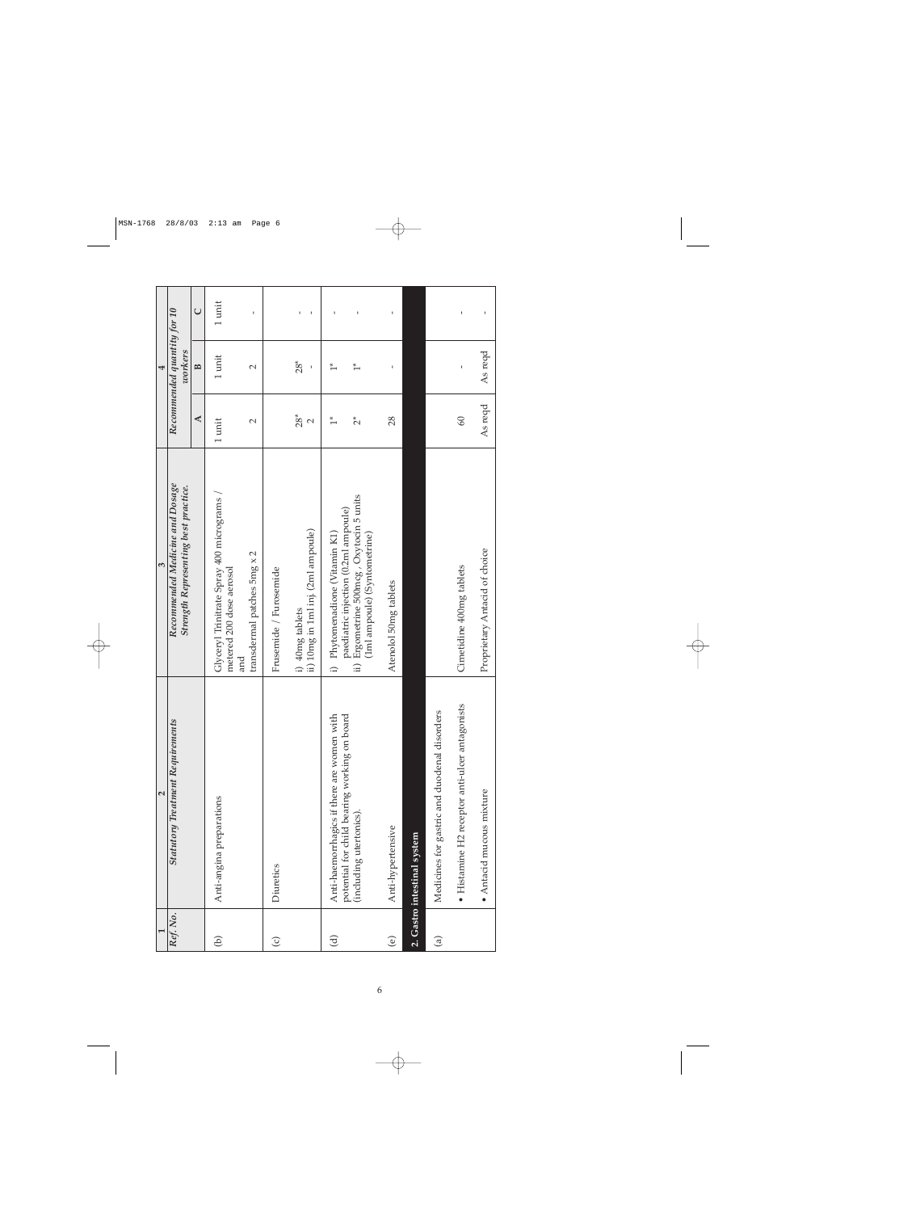| 1 | 2 | 3 | 4 | | |
|---|---|---|---|---|---|
| *Ref. No.* | *Statutory Treatment Requirements* | *Recommended Medicine and Dosage Strength Representing best practice.* | *Recommended quantity for 10 workers* | | |
| | | | **A** | **B** | **C** |
| (b) | Anti-angina preparations | Glyceryl Trinitrate Spray 400 micrograms / metered 200 dose aerosol<br>and<br>transdermal patches 5mg x 2 | 1 unit<br><br>2 | 1 unit<br><br>2 | 1 unit<br><br>- |
| (c) | Diuretics | Frusemide / Furosemide<br><br>i) 40mg tablets<br>ii) 10mg in 1ml inj. (2ml ampoule) | <br><br>28*<br>2 | <br><br>28*<br>- | <br><br>-<br>- |
| (d) | Anti-haemorrhagics if there are women with potential for child bearing working on board (including uterotonics). | i) Phytomenadione (Vitamin K1) paediatric injection (0.2ml ampoule)<br>ii) Ergometrine 500mcg , Oxytocin 5 units (1ml ampoule) (Syntometrine) | 1*<br><br>2* | 1*<br><br>1* | -<br><br>- |
| (e) | Anti-hypertensive | Atenolol 50mg tablets | 28 | - | - |
| **2. Gastro intestinal system** | | | | | |
| (a) | Medicines for gastric and duodenal disorders<br><br>• Histamine H2 receptor anti-ulcer antagonists | <br><br>Cimetidine 400mg tablets | <br><br>60 | <br><br>- | <br><br>- |
| | • Antacid mucous mixture | Proprietary Antacid of choice | As reqd | As reqd | - |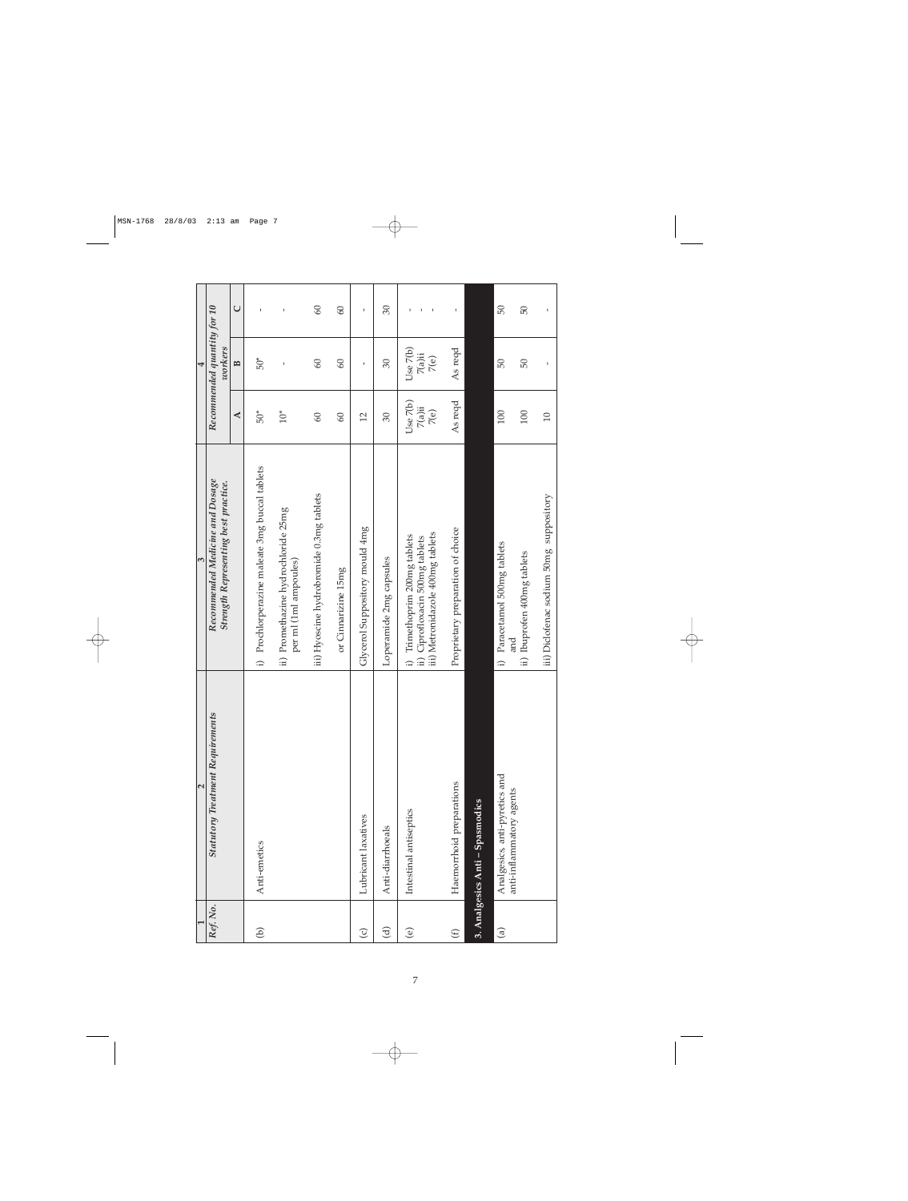| 1 | 2 | 3 | 4 | | |
|---|---|---|---|---|---|
| *Ref. No.* | *Statutory Treatment Requirements* | *Recommended Medicine and Dosage Strength Representing best practice.* | *Recommended quantity for 10 workers* | | |
| | | | A | B | C |
| (b) | Anti-emetics | i) Prochlorperazine maleate 3mg buccal tablets | 50* | 50* | - |
| | | ii) Promethazine hydrochloride 25mg per ml (1ml ampoules) | 10* | - | - |
| | | iii) Hyoscine hydrobromide 0.3mg tablets | 60 | 60 | 60 |
| | | or Cinnarizine 15mg | 60 | 60 | 60 |
| (c) | Lubricant laxatives | Glycerol Suppository mould 4mg | 12 | - | - |
| (d) | Anti-diarrhoeals | Loperamide 2mg capsules | 30 | 30 | 30 |
| (e) | Intestinal antiseptics | i) Trimethoprim 200mg tablets<br>ii) Ciprofloxacin 500mg tablets<br>iii) Metronidazole 400mg tablets | Use 7(b)<br>7(a)ii<br>7(e) | Use 7(b)<br>7(a)ii<br>7(e) | -<br>-<br>- |
| (f) | Haemorrhoid preparations | Proprietary preparation of choice | As reqd | As reqd | - |
| **3. Analgesics Anti – Spasmodics** | | | | | |
| (a) | Analgesics, anti-pyretics and anti-inflammatory agents | i) Paracetamol 500mg tablets<br>and | 100 | 50 | 50 |
| | | ii) Ibuprofen 400mg tablets | 100 | 50 | 50 |
| | | iii) Diclofenac sodium 50mg suppository | 10 | - | - |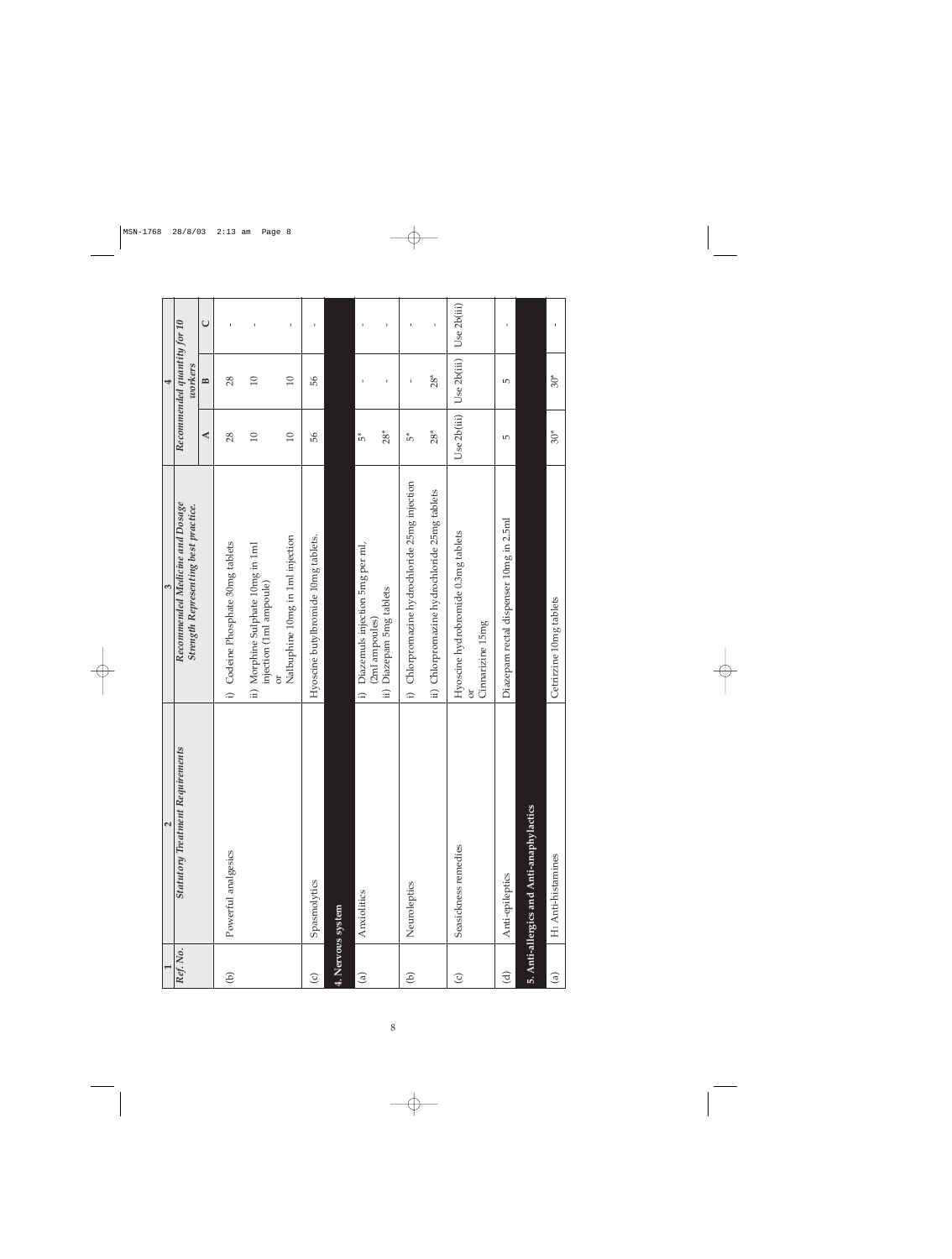| 1 | 2 | 3 | 4 | | |
|---|---|---|---|---|---|
| *Ref. No.* | *Statutory Treatment Requirements* | *Recommended Medicine and Dosage Strength Representing best practice.* | *Recommended quantity for 10 workers* | | |
| | | | **A** | **B** | **C** |
| (b) | Powerful analgesics | i) Codeine Phosphate 30mg tablets | 28 | 28 | - |
| | | ii) Morphine Sulphate 10mg in 1ml injection (1ml ampoule) or Nalbuphine 10mg in 1ml injection | 10 / 10 | 10 / 10 | - / - |
| (c) | Spasmolytics | Hyoscine butylbromide 10mg tablets. | 56 | 56 | - |
| **4. Nervous system** | | | | | |
| (a) | Anxiolitics | i) Diazemuls injection 5mg per ml, (2ml ampoules) | 5* | - | - |
| | | ii) Diazepam 5mg tablets | 28* | - | - |
| (b) | Neuroleptics | i) Chlorpromazine hydrochloride 25mg injection | 5* | - | - |
| | | ii) Chlorpromazine hydrochloride 25mg tablets | 28* | 28* | - |
| (c) | Seasickness remedies | Hyoscine hydrobromide 0.3mg tablets or Cinnarizine 15mg | Use 2b(iii) | Use 2b(iii) | Use 2b(iii) |
| (d) | Anti-epileptics | Diazepam rectal dispenser 10mg in 2.5ml | 5 | 5 | - |
| **5. Anti-allergics and Anti-anaphylactics** | | | | | |
| (a) | $H_1$ Anti-histamines | Cetirizine 10mg tablets | 30* | 30* | - |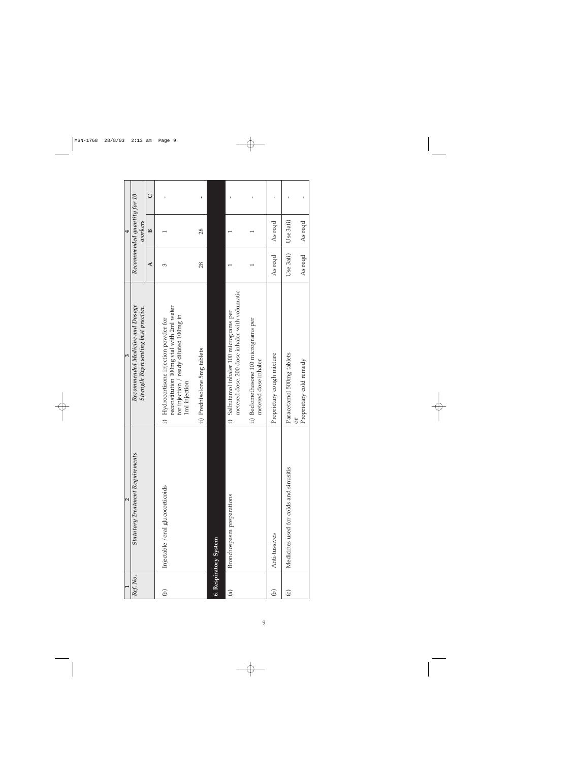| 1 | 2 | 3 | 4 | | |
|---|---|---|---|---|---|
| *Ref. No.* | *Statutory Treatment Requirements* | *Recommended Medicine and Dosage Strength Representing best practice.* | *Recommended quantity for 10 workers* | | |
| | | | A | B | C |
| (b) | Injectable /oral glucocorticoids | i) Hydrocortisone injection powder for reconstitution 100mg vial with 2ml water for injection / ready diluted 100mg in 1ml injection | 3 | 1 | - |
| | | ii) Prednisolone 5mg tablets | 28 | 28 | - |
| **6. Respiratory System** | | | | | |
| (a) | Bronchospasm preparations | i) Salbutamol inhaler 100 micrograms per metered dose. 200 dose inhaler with volumatic | 1 | 1 | - |
| | | ii) Beclomethasone 100 micrograms per metered dose inhaler | 1 | 1 | - |
| (b) | Anti-tussives | Proprietary cough mixture | As reqd | As reqd | - |
| (c) | Medicines used for colds and sinusitis | Paracetamol 500mg tablets | Use 3a(i) | Use 3a(i) | - |
| | | or | | | |
| | | Proprietary cold remedy | As reqd | As reqd | - |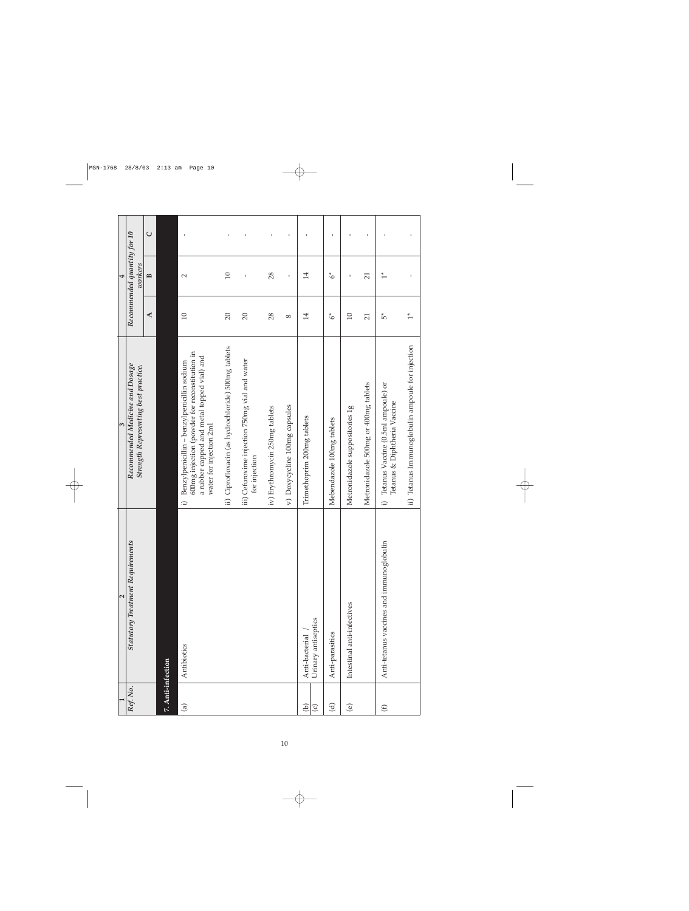| 1 | 2 | 3 | 4 | | |
|---|---|---|---|---|---|
| *Ref. No.* | *Statutory Treatment Requirements* | *Recommended Medicine and Dosage Strength Representing best practice.* | *Recommended quantity for 10 workers* | | |
| | | | A | B | C |
| **7. Anti-infection** | | | | | |
| (a) | Antibiotics | i) Benzylpenicillin – benzylpenicillin sodium 600mg injection (powder for reconstitution in a rubber capped and metal topped vial) and water for injection 2ml | 10 | 2 | - |
| | | ii) Ciprofloxacin (as hydrochloride) 500mg tablets | 20 | 10 | - |
| | | iii) Cefuroxime injection 750mg vial and water for injection | 20 | - | - |
| | | iv) Erythromycin 250mg tablets | 28 | 28 | - |
| | | v) Doxycycline 100mg capsules | 8 | - | - |
| (b) (c) | Anti-bacterial / Urinary antiseptics | Trimethoprim 200mg tablets | 14 | 14 | - |
| (d) | Anti-parasitics | Mebendazole 100mg tablets | 6* | 6* | - |
| (e) | Intestinal anti-infectives | Metronidazole suppositories 1g | 10 | - | - |
| | | Metronidazole 500mg or 400mg tablets | 21 | 21 | - |
| (f) | Anti-tetanus vaccines and immunoglobulin | i) Tetanus Vaccine (0.5ml ampoule) or Tetanus & Diphtheria Vaccine | 5* | 1* | - |
| | | ii) Tetanus Immunoglobulin ampoule for injection | 1* | - | - |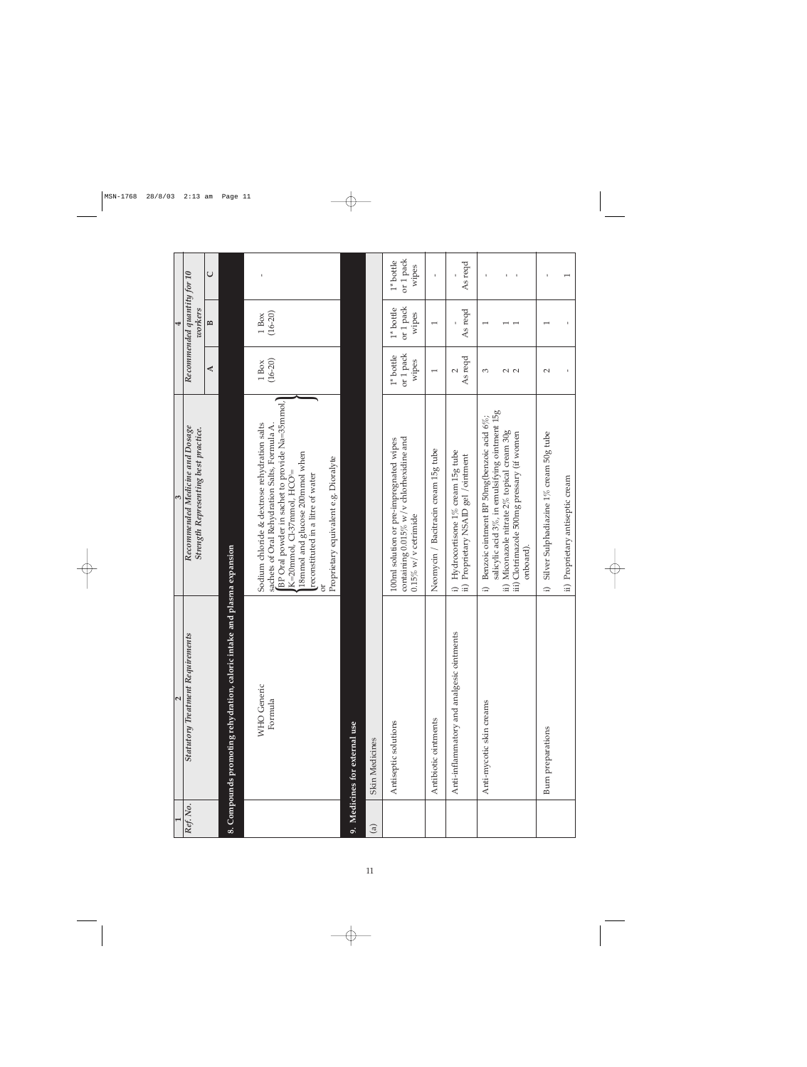| 1 | 2 | 3 | 4 | | |
|---|---|---|---|---|---|
| *Ref. No.* | *Statutory Treatment Requirements* | *Recommended Medicine and Dosage Strength Representing best practice.* | *Recommended quantity for 10 workers* | | |
| | | | **A** | **B** | **C** |
| **8. Compounds promoting rehydration, caloric intake and plasma expansion** | | | | | |
| | WHO Generic Formula | Sodium chloride & dextrose rehydration salts sachets of Oral Rehydration Salts, Formula A. BP Oral powder in sachet to provide Na=35mmol, K=20mmol, Cl-37mmol, $HCO^3$= 18mmol and glucose 200mmol when reconstituted in a litre of water or Proprietary equivalent e.g. Dioralyte | 1 Box (16-20) | 1 Box (16-20) | - |
| **9. Medicines for external use** | | | | | |
| (a) | Skin Medicines | | | | |
| | Antiseptic solutions | 100ml solution or pre-impregnated wipes containing 0.015% w/v chlorhexidine and 0.15% w/v cetrimide | 1* bottle or 1 pack wipes | 1* bottle or 1 pack wipes | 1* bottle or 1 pack wipes |
| | Antibiotic ointments | Neomycin / Bacitracin cream 15g tube | 1 | 1 | - |
| | Anti-inflammatory and analgesic ointments | i) Hydrocortisone 1% cream 15g tube<br>ii) Proprietary NSAID gel / ointment | 2<br>As reqd | -<br>As reqd | -<br>As reqd |
| | Anti-mycotic skin creams | i) Benzoic ointment BP 50mg(benzoic acid 6%; salicylic acid 3%, in emulsifying ointment 15g<br>ii) Miconazole nitrate 2% topical cream 30g<br>iii) Clotrimazole 500mg pressary (if women onboard). | 3<br>2<br>2 | 1<br>1<br>1 | -<br>-<br>- |
| | Burn preparations | i) Silver Sulphadiazine 1% cream 50g tube<br>ii) Proprietary antiseptic cream | 2<br>- | 1<br>- | -<br>1 |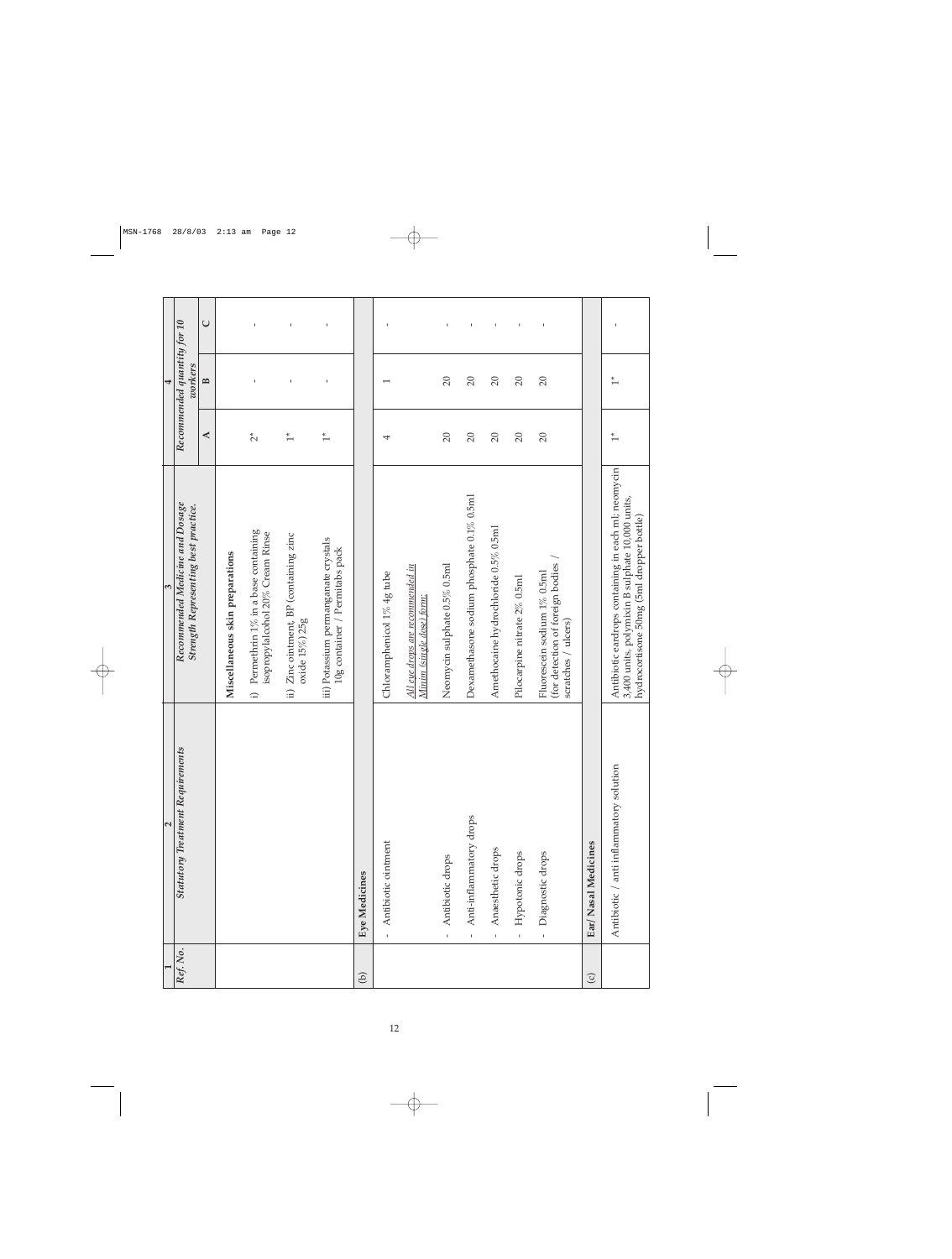| 1 | 2 | 3 | 4 | | |
|---|---|---|---|---|---|
| *Ref. No.* | *Statutory Treatment Requirements* | *Recommended Medicine and Dosage Strength Representing best practice.* | *Recommended quantity for 10 workers* | | |
| | | | **A** | **B** | **C** |
| | | **Miscellaneous skin preparations** | | | |
| | | i) Permethrin 1% in a base containing isopropylalcohol 20% Cream Rinse | 2* | - | - |
| | | ii) Zinc ointment, BP (containing zinc oxide 15%) 25g | 1* | - | - |
| | | iii) Potassium permanganate crystals 10g container / Permitabs pack | 1* | - | - |
| (b) | **Eye Medicines** | | | | |
| | - Antibiotic ointment | Chloramphenicol 1% 4g tube | 4 | 1 | - |
| | | *All eye drops are recommended in Minim (single dose) form:* | | | |
| | - Antibiotic drops | Neomycin sulphate 0.5% 0.5ml | 20 | 20 | - |
| | - Anti-inflammatory drops | Dexamethasone sodium phosphate 0.1% 0.5ml | 20 | 20 | - |
| | - Anaesthetic drops | Amethocaine hydrochloride 0.5% 0.5ml | 20 | 20 | - |
| | - Hypotonic drops | Pilocarpine nitrate 2% 0.5ml | 20 | 20 | - |
| | - Diagnostic drops | Fluorescein sodium 1% 0.5ml (for detection of foreign bodies / scratches / ulcers) | 20 | 20 | - |
| (c) | **Ear/ Nasal Medicines** | | | | |
| | Antibiotic / anti inflammatory solution | Antibiotic eardrops containing in each ml; neomycin 3,400 units, polymixin B sulphate 10,000 units, hydrocortisone 50mg (5ml dropper bottle) | 1* | 1* | - |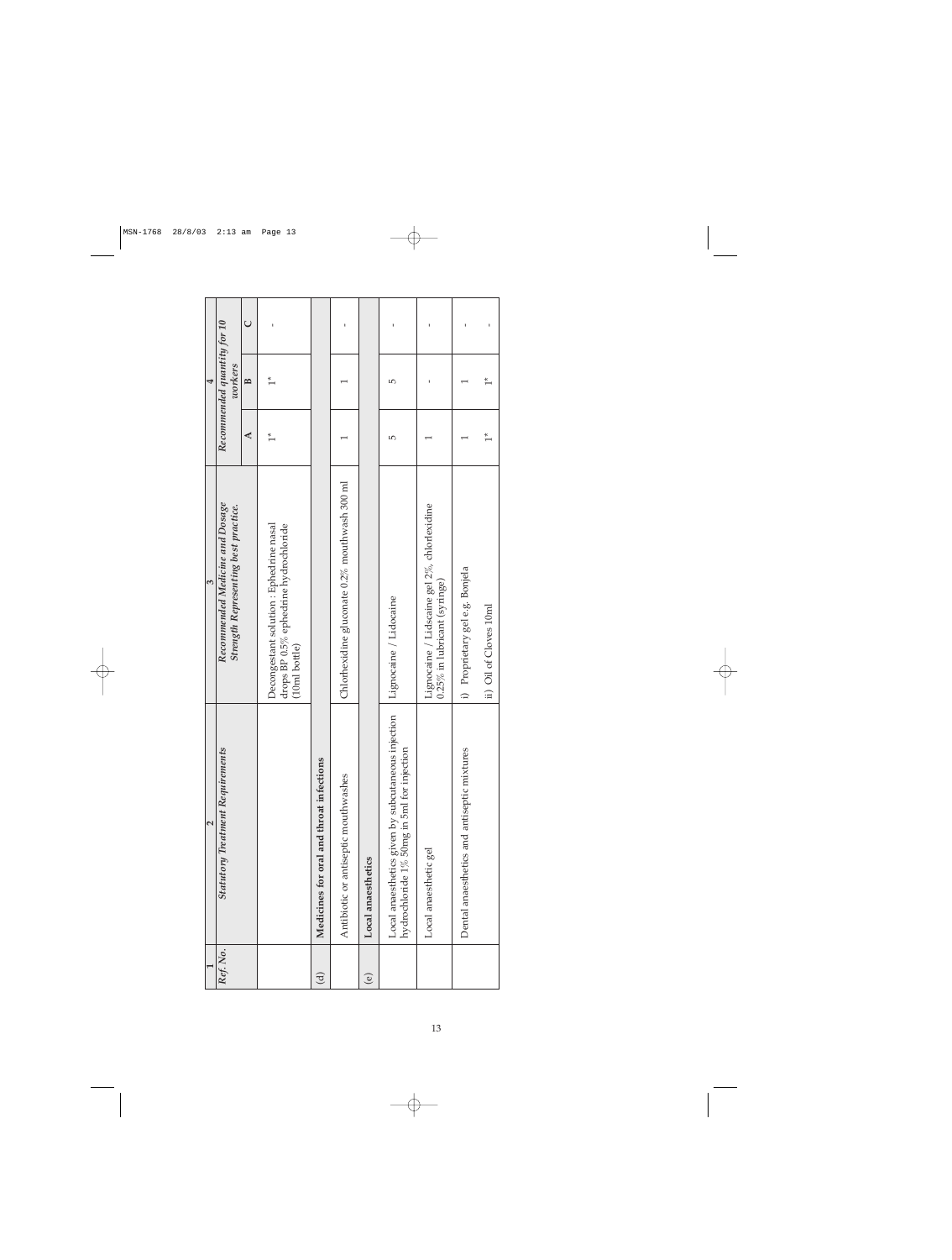| 1 | 2 | 3 | 4 | | |
|---|---|---|---|---|---|
| *Ref. No.* | *Statutory Treatment Requirements* | *Recommended Medicine and Dosage Strength Representing best practice.* | *Recommended quantity for 10 workers* | | |
| | | | A | B | C |
| | | Decongestant solution : Ephedrine nasal drops BP 0.5% ephedrine hydrochloride (10ml bottle) | 1* | 1* | - |
| (d) | **Medicines for oral and throat infections** | | | | |
| | Antibiotic or antiseptic mouthwashes | Chlorhexidine gluconate 0.2% mouthwash 300 ml | 1 | 1 | - |
| (e) | **Local anaesthetics** | | | | |
| | Local anaesthetics given by subcutaneous injection hydrochloride 1% 50mg in 5ml for injection | Lignocaine / Lidocaine | 5 | 5 | - |
| | Local anaesthetic gel | Lignocaine / Lidscaine gel 2%, chlorhexidine 0.25% in lubricant (syringe) | 1 | - | - |
| | Dental anaesthetics and antiseptic mixtures | i) Proprietary gel e.g. Bonjela | 1 | 1 | - |
| | | ii) Oil of Cloves 10ml | 1* | 1* | - |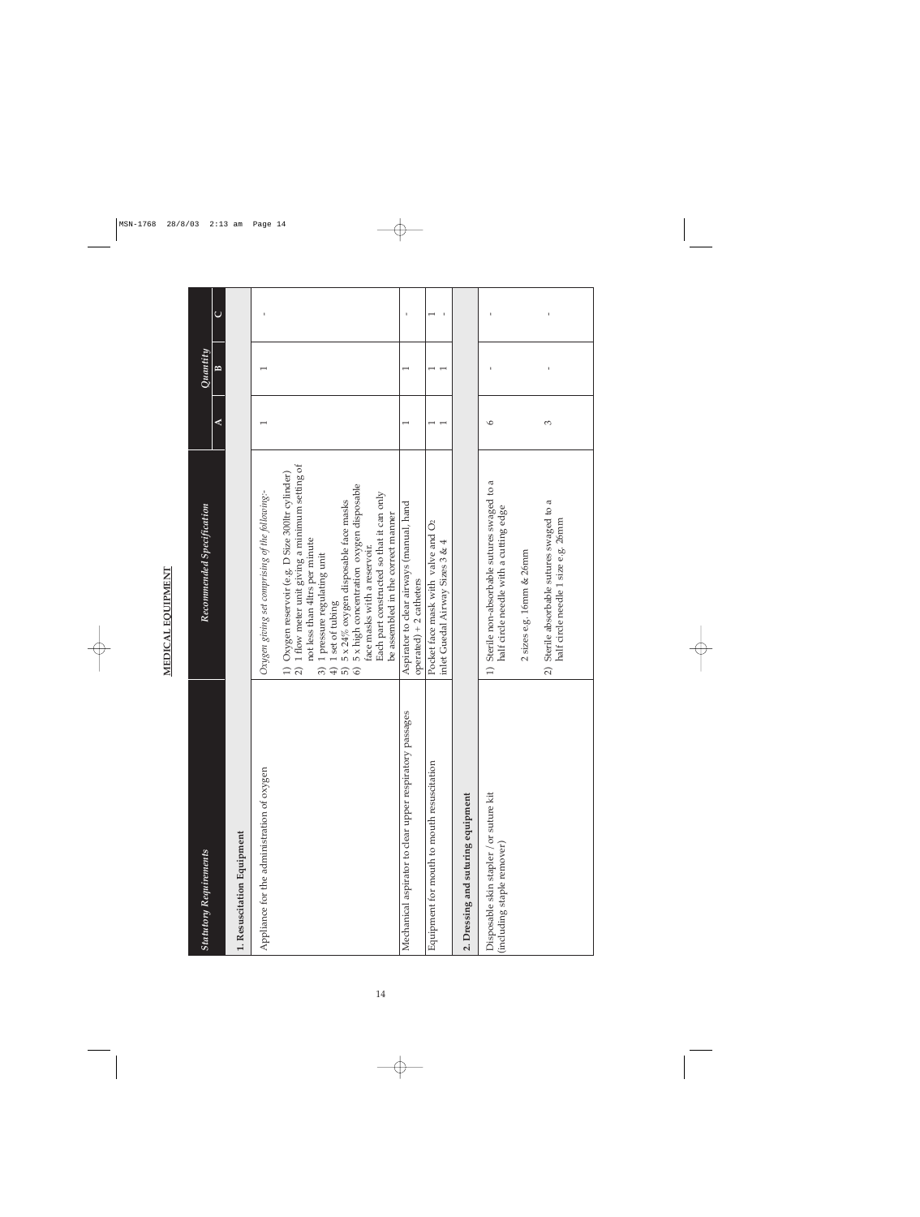**MEDICAL EQUIPMENT**

| *Statutory Requirements* | *Recommended Specification* | *Quantity* | | |
|---|---|---|---|---|
| | | **A** | **B** | **C** |
| **1. Resuscitation Equipment** | | | | |
| Appliance for the administration of oxygen | *Oxygen giving set comprising of the following:-*<br>1) Oxygen reservoir (e.g. D Size 300ltr cylinder)<br>2) 1 flow meter unit giving a minimum setting of not less than 4ltrs per minute<br>3) 1 pressure regulating unit<br>4) 1 set of tubing<br>5) 5 x 24% oxygen disposable face masks<br>6) 5 x high concentration oxygen disposable face masks with a reservoir.<br>Each part constructed so that it can only be assembled in the correct manner | 1 | 1 | - |
| Mechanical aspirator to clear upper respiratory passages | Aspirator to clear airways (manual, hand operated) + 2 catheters | 1 | 1 | - |
| Equipment for mouth to mouth resuscitation | Pocket face mask with valve and $O_2$ inlet<br>Guedal Airway Sizes 3 & 4 | 1<br>1 | 1<br>1 | 1<br>- |
| **2. Dressing and suturing equipment** | | | | |
| Disposable skin stapler / or suture kit (including staple remover) | 1) Sterile non-absorbable sutures swaged to a half circle needle with a cutting edge<br>2 sizes e.g. 16mm & 26mm<br>2) Sterile absorbable sutures swaged to a half circle needle 1 size e.g. 26mm | 6<br><br>3 | -<br><br>- | -<br><br>- |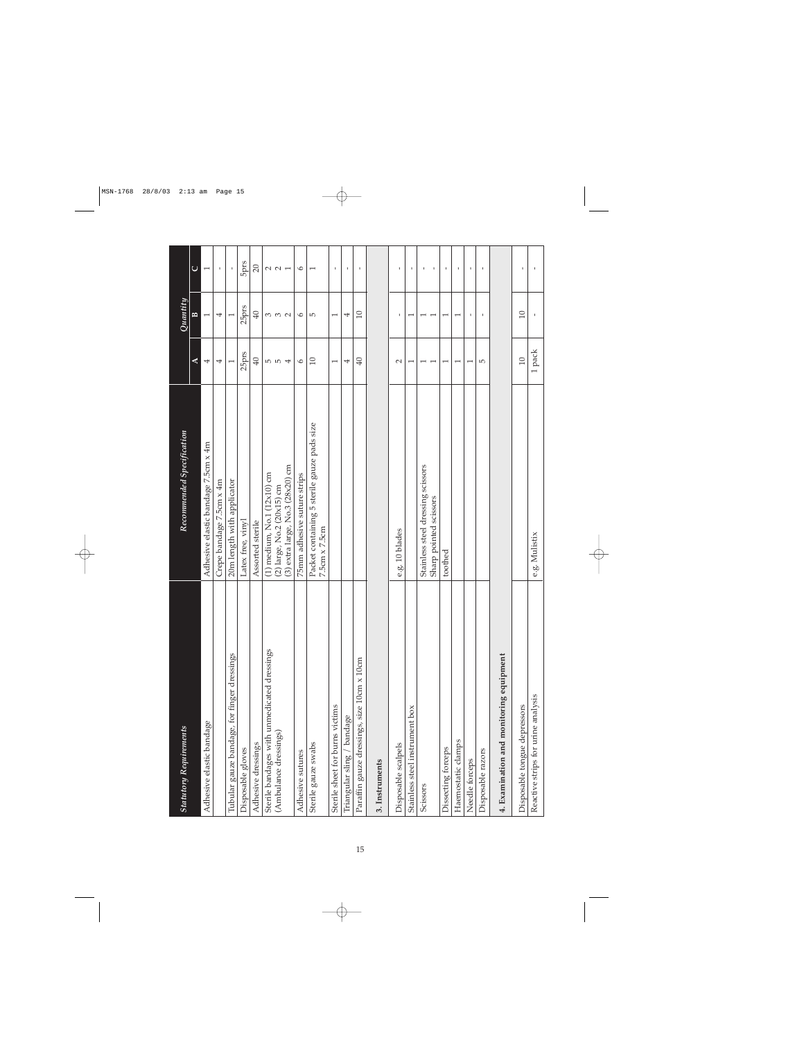| Statutory Requirements | Recommended Specification | Quantity | | |
|---|---|---|---|---|
| | | A | B | C |
| Adhesive elastic bandage | Adhesive elastic bandage 7.5cm x 4m | 4 | 1 | 1 |
| | Crepe bandage 7.5cm x 4m | 4 | 4 | - |
| Tubular gauze bandage, for finger dressings | 20m length with applicator | 1 | 1 | - |
| Disposable gloves | Latex free, vinyl | 25prs | 25prs | 5prs |
| Adhesive dressings | Assorted sterile | 40 | 40 | 20 |
| Sterile bandages with unmedicated dressings (Ambulance dressings) | (1) medium, No.1 (12x10) cm<br>(2) large, No.2 (20x15) cm<br>(3) extra large, No.3 (28x20) cm | 5<br>5<br>4 | 3<br>3<br>2 | 2<br>2<br>1 |
| Adhesive sutures | 75mm adhesive suture strips | 6 | 6 | 6 |
| Sterile gauze swabs | Packet containing 5 sterile gauze pads size 7.5cm x 7.5cm | 10 | 5 | 1 |
| Sterile sheet for burns victims | | 1 | 1 | - |
| Triangular sling / bandage | | 4 | 4 | - |
| Paraffin gauze dressings, size 10cm x 10cm | | 40 | 10 | - |
| **3. Instruments** | | | | |
| Disposable scalpels | e.g. 10 blades | 2 | - | - |
| Stainless steel instrument box | | 1 | 1 | - |
| Scissors | Stainless steel dressing scissors<br>Sharp pointed scissors | 1<br>1 | 1<br>1 | -<br>- |
| Dissecting forceps | toothed | 1 | 1 | - |
| Haemostatic clamps | | 1 | 1 | - |
| Needle forceps | | 1 | - | - |
| Disposable razors | | 5 | - | - |
| **4. Examination and monitoring equipment** | | | | |
| Disposable tongue depressors | | 10 | 10 | - |
| Reactive strips for urine analysis | e.g. Mulistix | 1 pack | - | - |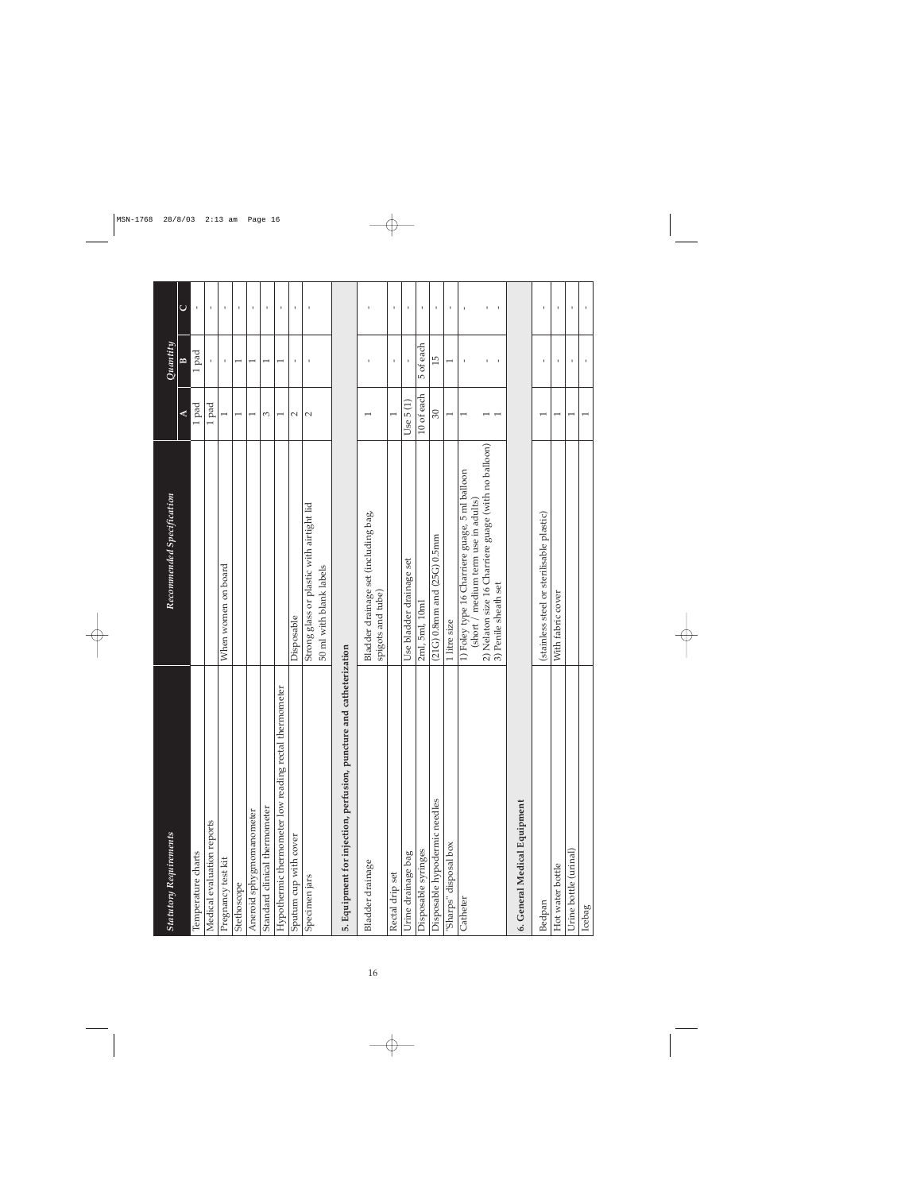| Statutory Requirements | Recommended Specification | Quantity | | |
|---|---|---|---|---|
| | | A | B | C |
| Temperature charts | | 1 pad | 1 pad | - |
| Medical evaluation reports | | 1 pad | - | - |
| Pregnancy test kit | When women on board | 1 | - | - |
| Stethoscope | | 1 | 1 | - |
| Aneroid sphygmomanometer | | 1 | 1 | - |
| Standard clinical thermometer | | 3 | 1 | - |
| Hypothermic thermometer low reading rectal thermometer | | 1 | 1 | - |
| Sputum cup with cover | Disposable | 2 | - | - |
| Specimen jars | Strong glass or plastic with airtight lid 50 ml with blank labels | 2 | - | - |
| **5. Equipment for injection, perfusion, puncture and catheterization** | | | | |
| Bladder drainage | Bladder drainage set (including bag, spigots and tube) | 1 | - | - |
| Rectal drip set | | 1 | - | - |
| Urine drainage bag | Use bladder drainage set | Use 5 (1) | - | - |
| Disposable syringes | 2ml, 5ml, 10ml | 10 of each | 5 of each | - |
| Disposable hypodermic needles | (21G) 0.8mm and (25G) 0.5mm | 30 | 15 | - |
| "Sharps" disposal box | 1 litre size | 1 | 1 | - |
| Catheter | 1) Foley type 16 Charriere guage, 5 ml balloon (short / medium term use in adults)<br>2) Nelaton size 16 Charriere guage (with no balloon)<br>3) Penile sheath set | 1<br>1<br>1 | -<br>-<br>- | -<br>-<br>- |
| **6. General Medical Equipment** | | | | |
| Bedpan | (stainless steel or sterilisable plastic) | 1 | - | - |
| Hot water bottle | With fabric cover | 1 | - | - |
| Urine bottle (urinal) | | 1 | - | - |
| Icebag | | 1 | - | - |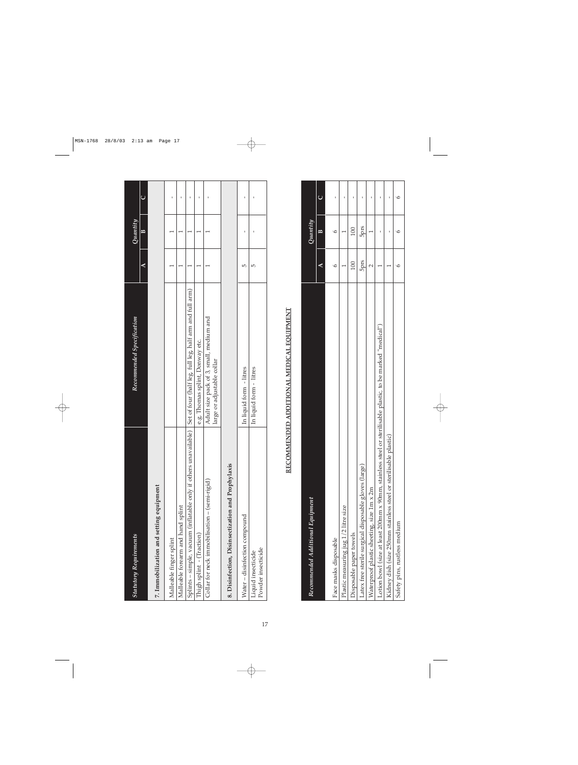| Statutory Requirements | Recommended Specification | Quantity | | |
|---|---|---|---|---|
| | | A | B | C |
| **7. Immobilization and setting equipment** | | | | |
| Malleable finger splint | | 1 | 1 | - |
| Malleable forearm and hand splint | | 1 | 1 | - |
| Splints – simple, vacuum (inflatable only if others unavailable) | Set of four (half leg, full leg, half arm and full arm) | 1 | 1 | - |
| Thigh splint - (Traction) | e.g. Thomas splint, Donway etc. | 1 | 1 | - |
| Collar for neck immobilisation – (semi-rigid) | Adult size pack of 3, small, medium and large or adjustable collar | 1 | 1 | - |
| **8. Disinfection, Disinsectization and Prophylaxis** | | | | |
| Water – disinfection compound | In liquid form - litres | 5 | - | - |
| Liquid insecticide<br>Powder insecticide | In liquid form - litres | 5 | - | - |

## RECOMMENDED ADDITIONAL MEDICAL EQUIPMENT

| Recommended Additional Equipment | Quantity | | |
|---|---|---|---|
| | A | B | C |
| Face masks disposable | 6 | 6 | - |
| Plastic measuring jug 1/2 litre size | 1 | 1 | - |
| Disposable paper towels | 100 | 100 | - |
| Latex free sterile surgical disposable gloves (large) | 5prs | 5prs | - |
| Waterproof plastic sheeting, size 1m x 2m | 2 | 1 | - |
| Lotion bowl (size at least 200mm x 90mm, stainless steel or sterilisable plastic, to be marked "medical") | 1 | - | - |
| Kidney dish (size 250mm stainless steel or sterilisable plastic) | 1 | - | - |
| Safety pins, rustless medium | 6 | 6 | 6 |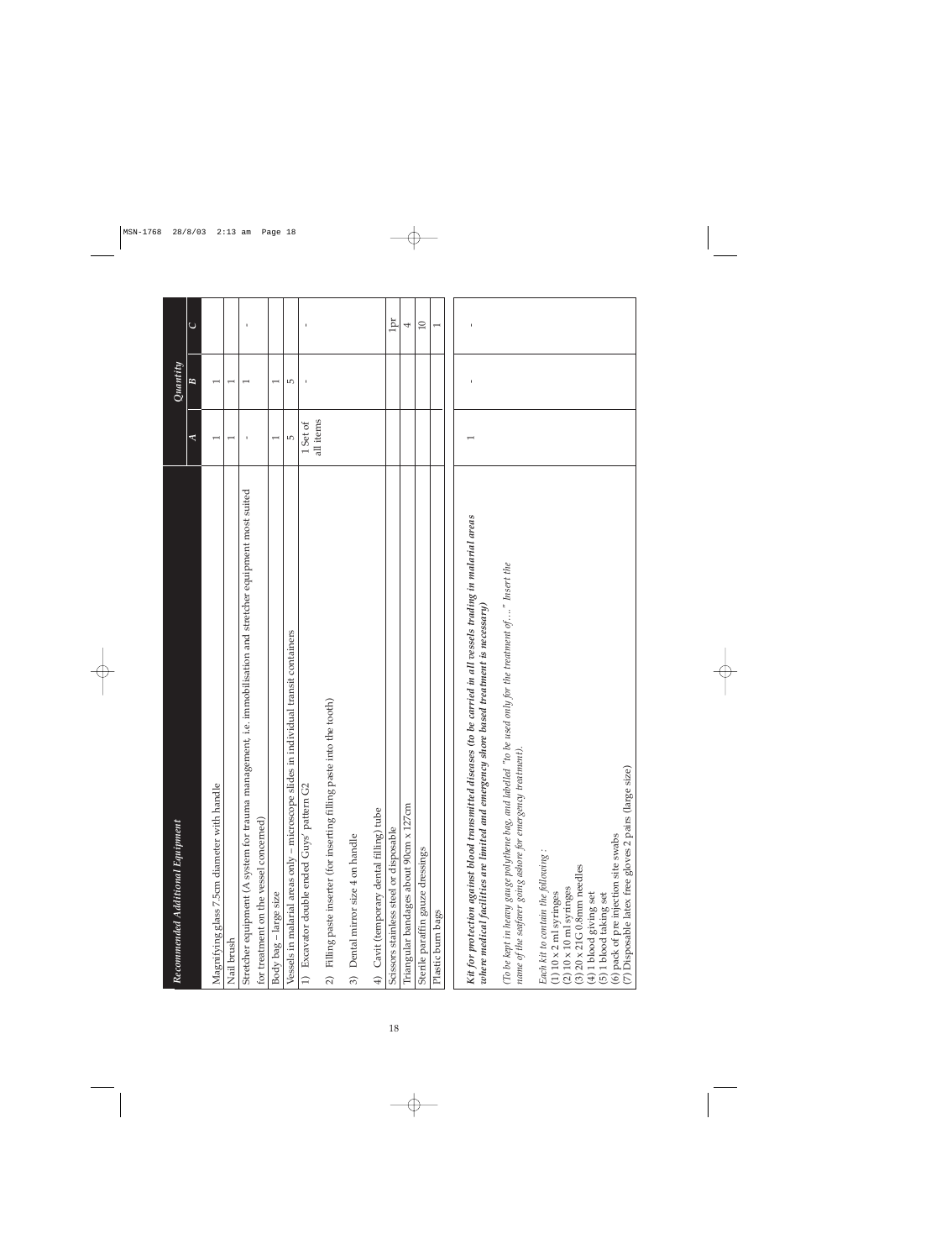| Recommended Additional Equipment | Quantity | | |
|---|---|---|---|
| | A | B | C |
| Magnifying glass 7.5cm diameter with handle | 1 | 1 | |
| Nail brush | 1 | 1 | |
| Stretcher equipment (A system for trauma management, i.e. immobilisation and stretcher equipment most suited for treatment on the vessel concerned) | - | 1 | - |
| Body bag – large size | 1 | 1 | |
| Vessels in malarial areas only – microscope slides in individual transit containers | 5 | 5 | |
| 1) Excavator double ended Guys' pattern G2<br>2) Filling paste inserter (for inserting filling paste into the tooth)<br>3) Dental mirror size 4 on handle<br>4) Cavit (temporary dental filling) tube | 1 Set of all items | - | - |
| Scissors stainless steel or disposable | | | 1pr |
| Triangular bandages about 90cm x 127cm | | | 4 |
| Sterile paraffin gauze dressings | | | 10 |
| Plastic burn bags | | | 1 |
| ***Kit for protection against blood transmitted diseases (to be carried in all vessels trading in malarial areas where medical facilities are limited and emergency shore based treatment is necessary)***<br><br>*(To be kept in heavy gauge polythene bag, and labelled "to be used only for the treatment of…." Insert the name of the seafarer going ashore for emergency treatment).*<br><br>*Each kit to contain the following :*<br>(1) 10 x 2 ml syringes<br>(2) 10 x 10 ml syringes<br>(3) 20 x 21G 0.8mm needles<br>(4) 1 blood giving set<br>(5) 1 blood taking set<br>(6) pack of pre injection site swabs<br>(7) Disposable latex free gloves 2 pairs (large size) | 1 | - | - |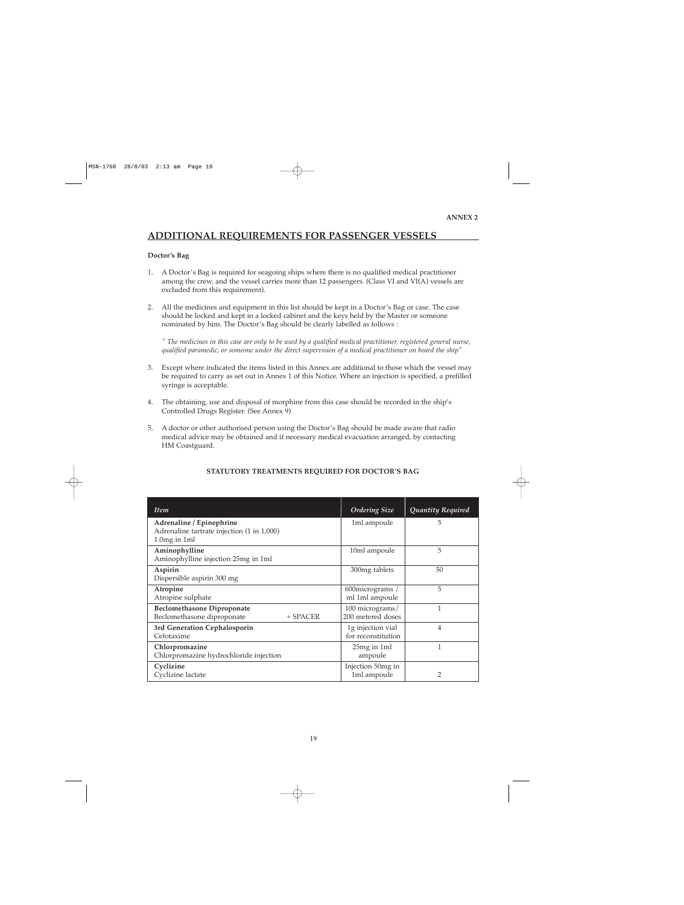**ANNEX 2**

## ADDITIONAL REQUIREMENTS FOR PASSENGER VESSELS

**Doctor's Bag**

1. A Doctor's Bag is required for seagoing ships where there is no qualified medical practitioner among the crew, and the vessel carries more than 12 passengers. (Class VI and VI(A) vessels are excluded from this requirement).

2. All the medicines and equipment in this list should be kept in a Doctor's Bag or case. The case should be locked and kept in a locked cabinet and the keys held by the Master or someone nominated by him. The Doctor's Bag should be clearly labelled as follows :

   *" The medicines in this case are only to be used by a qualified medical practitioner, registered general nurse, qualified paramedic, or someone under the direct supervision of a medical practitioner on board the ship"*

3. Except where indicated the items listed in this Annex are additional to those which the vessel may be required to carry as set out in Annex 1 of this Notice. Where an injection is specified, a prefilled syringe is acceptable.

4. The obtaining, use and disposal of morphine from this case should be recorded in the ship's Controlled Drugs Register. (See Annex 9)

5. A doctor or other authorised person using the Doctor's Bag should be made aware that radio medical advice may be obtained and if necessary medical evacuation arranged, by contacting HM Coastguard.

**STATUTORY TREATMENTS REQUIRED FOR DOCTOR'S BAG**

| *Item* | *Ordering Size* | *Quantity Required* |
|---|---|---|
| **Adrenaline / Epinephrine**<br>Adrenaline tartrate injection (1 in 1,000)<br>1.0mg in 1ml | 1ml ampoule | 5 |
| **Aminophylline**<br>Aminophylline injection 25mg in 1ml | 10ml ampoule | 5 |
| **Aspirin**<br>Dispersible aspirin 300 mg | 300mg tablets | 50 |
| **Atropine**<br>Atropine sulphate | 600micrograms / ml 1ml ampoule | 5 |
| **Beclomethasone Diproponate**<br>Beclomethasone diproponate + SPACER | 100 micrograms/ 200 metered doses | 1 |
| **3rd Generation Cephalosporin**<br>Cefotaxime | 1g injection vial for reconstitution | 4 |
| **Chlorpromazine**<br>Chlorpromazine hydrochloride injection | 25mg in 1ml ampoule | 1 |
| **Cyclizine**<br>Cyclizine lactate | Injection 50mg in 1ml ampoule | 2 |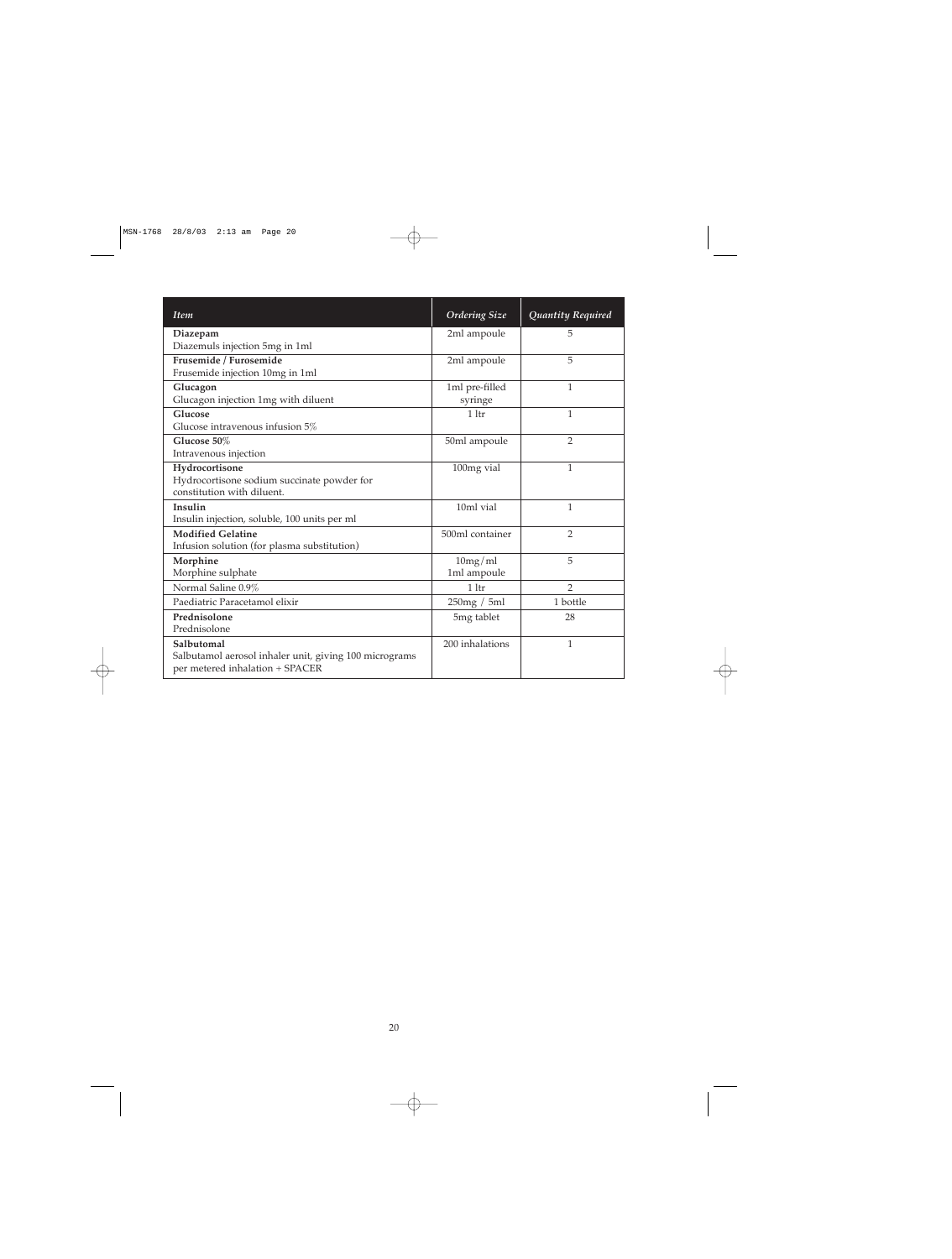| *Item* | *Ordering Size* | *Quantity Required* |
| --- | --- | --- |
| **Diazepam**<br>Diazemuls injection 5mg in 1ml | 2ml ampoule | 5 |
| **Frusemide / Furosemide**<br>Frusemide injection 10mg in 1ml | 2ml ampoule | 5 |
| **Glucagon**<br>Glucagon injection 1mg with diluent | 1ml pre-filled syringe | 1 |
| **Glucose**<br>Glucose intravenous infusion 5% | 1 ltr | 1 |
| **Glucose 50%**<br>Intravenous injection | 50ml ampoule | 2 |
| **Hydrocortisone**<br>Hydrocortisone sodium succinate powder for constitution with diluent. | 100mg vial | 1 |
| **Insulin**<br>Insulin injection, soluble, 100 units per ml | 10ml vial | 1 |
| **Modified Gelatine**<br>Infusion solution (for plasma substitution) | 500ml container | 2 |
| **Morphine**<br>Morphine sulphate | 10mg/ml<br>1ml ampoule | 5 |
| Normal Saline 0.9% | 1 ltr | 2 |
| Paediatric Paracetamol elixir | 250mg / 5ml | 1 bottle |
| **Prednisolone**<br>Prednisolone | 5mg tablet | 28 |
| **Salbutomal**<br>Salbutamol aerosol inhaler unit, giving 100 micrograms per metered inhalation + SPACER | 200 inhalations | 1 |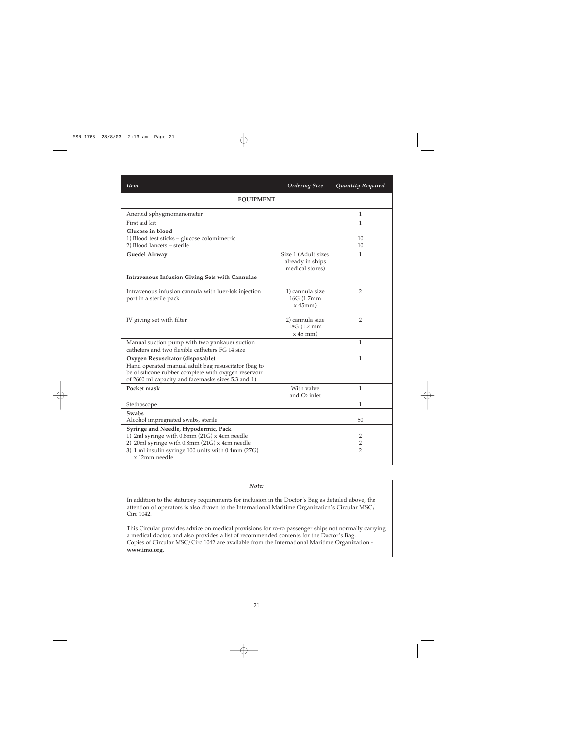| *Item* | *Ordering Size* | *Quantity Required* |
|---|---|---|
| **EQUIPMENT** | | |
| Aneroid sphygmomanometer | | 1 |
| First aid kit | | 1 |
| **Glucose in blood**<br>1) Blood test sticks – glucose colomimetric<br>2) Blood lancets – sterile | | <br>10<br>10 |
| **Guedel Airway** | Size 1 (Adult sizes already in ships medical stores) | 1 |
| **Intravenous Infusion Giving Sets with Cannulae** | | |
| Intravenous infusion cannula with luer-lok injection port in a sterile pack | 1) cannula size 16G (1.7mm x 45mm) | 2 |
| IV giving set with filter | 2) cannula size 18G (1.2 mm x 45 mm) | 2 |
| Manual suction pump with two yankauer suction catheters and two flexible catheters FG 14 size | | 1 |
| **Oxygen Resuscitator (disposable)**<br>Hand operated manual adult bag resuscitator (bag to be of silicone rubber complete with oxygen reservoir of 2600 ml capacity and facemasks sizes 5,3 and 1) | | 1 |
| **Pocket mask** | With valve and $O_2$ inlet | 1 |
| Stethoscope | | 1 |
| **Swabs**<br>Alcohol impregnated swabs, sterile | | <br>50 |
| **Syringe and Needle, Hypodermic, Pack**<br>1) 2ml syringe with 0.8mm (21G) x 4cm needle<br>2) 20ml syringe with 0.8mm (21G) x 4cm needle<br>3) 1 ml insulin syringe 100 units with 0.4mm (27G) x 12mm needle | | <br>2<br>2<br>2 |

*Note:*

In addition to the statutory requirements for inclusion in the Doctor's Bag as detailed above, the attention of operators is also drawn to the International Maritime Organization's Circular MSC/Circ 1042.

This Circular provides advice on medical provisions for ro-ro passenger ships not normally carrying a medical doctor, and also provides a list of recommended contents for the Doctor's Bag. Copies of Circular MSC/Circ 1042 are available from the International Maritime Organization - **www.imo.org**.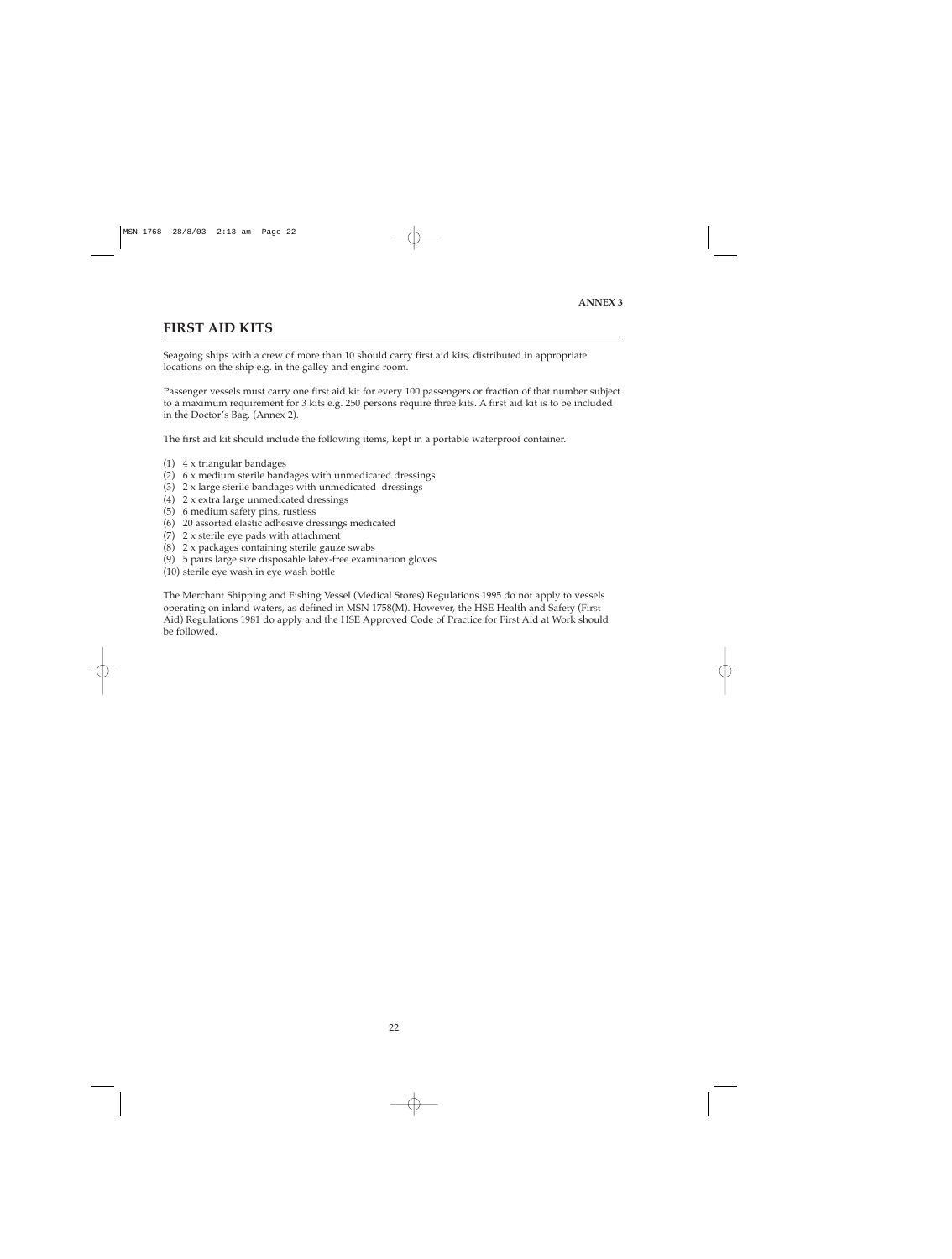**ANNEX 3**

## FIRST AID KITS

Seagoing ships with a crew of more than 10 should carry first aid kits, distributed in appropriate locations on the ship e.g. in the galley and engine room.

Passenger vessels must carry one first aid kit for every 100 passengers or fraction of that number subject to a maximum requirement for 3 kits e.g. 250 persons require three kits. A first aid kit is to be included in the Doctor's Bag. (Annex 2).

The first aid kit should include the following items, kept in a portable waterproof container.

(1) 4 x triangular bandages
(2) 6 x medium sterile bandages with unmedicated dressings
(3) 2 x large sterile bandages with unmedicated dressings
(4) 2 x extra large unmedicated dressings
(5) 6 medium safety pins, rustless
(6) 20 assorted elastic adhesive dressings medicated
(7) 2 x sterile eye pads with attachment
(8) 2 x packages containing sterile gauze swabs
(9) 5 pairs large size disposable latex-free examination gloves
(10) sterile eye wash in eye wash bottle

The Merchant Shipping and Fishing Vessel (Medical Stores) Regulations 1995 do not apply to vessels operating on inland waters, as defined in MSN 1758(M). However, the HSE Health and Safety (First Aid) Regulations 1981 do apply and the HSE Approved Code of Practice for First Aid at Work should be followed.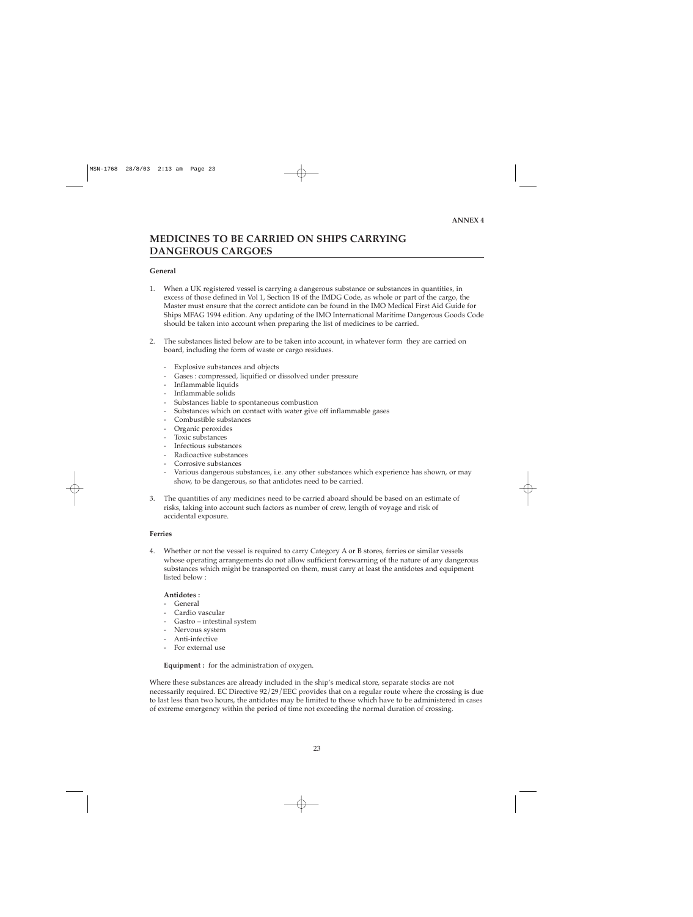**ANNEX 4**

## MEDICINES TO BE CARRIED ON SHIPS CARRYING DANGEROUS CARGOES

**General**

1. When a UK registered vessel is carrying a dangerous substance or substances in quantities, in excess of those defined in Vol 1, Section 18 of the IMDG Code, as whole or part of the cargo, the Master must ensure that the correct antidote can be found in the IMO Medical First Aid Guide for Ships MFAG 1994 edition. Any updating of the IMO International Maritime Dangerous Goods Code should be taken into account when preparing the list of medicines to be carried.

2. The substances listed below are to be taken into account, in whatever form they are carried on board, including the form of waste or cargo residues.

   - Explosive substances and objects
   - Gases : compressed, liquified or dissolved under pressure
   - Inflammable liquids
   - Inflammable solids
   - Substances liable to spontaneous combustion
   - Substances which on contact with water give off inflammable gases
   - Combustible substances
   - Organic peroxides
   - Toxic substances
   - Infectious substances
   - Radioactive substances
   - Corrosive substances
   - Various dangerous substances, i.e. any other substances which experience has shown, or may show, to be dangerous, so that antidotes need to be carried.

3. The quantities of any medicines need to be carried aboard should be based on an estimate of risks, taking into account such factors as number of crew, length of voyage and risk of accidental exposure.

**Ferries**

4. Whether or not the vessel is required to carry Category A or B stores, ferries or similar vessels whose operating arrangements do not allow sufficient forewarning of the nature of any dangerous substances which might be transported on them, must carry at least the antidotes and equipment listed below :

   **Antidotes :**
   - General
   - Cardio vascular
   - Gastro – intestinal system
   - Nervous system
   - Anti-infective
   - For external use

   **Equipment :** for the administration of oxygen.

Where these substances are already included in the ship's medical store, separate stocks are not necessarily required. EC Directive 92/29/EEC provides that on a regular route where the crossing is due to last less than two hours, the antidotes may be limited to those which have to be administered in cases of extreme emergency within the period of time not exceeding the normal duration of crossing.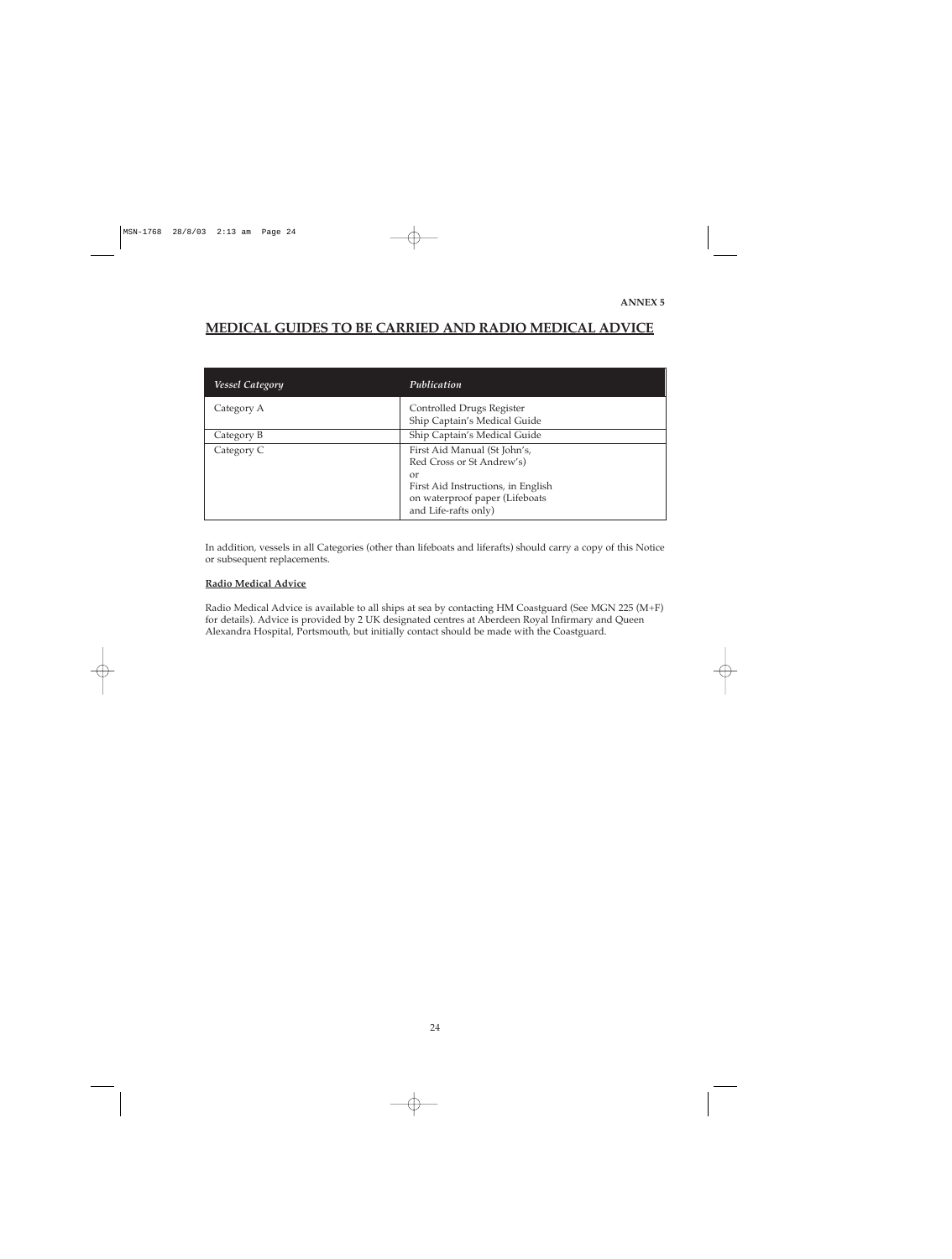**ANNEX 5**

## MEDICAL GUIDES TO BE CARRIED AND RADIO MEDICAL ADVICE

| *Vessel Category* | *Publication* |
|---|---|
| Category A | Controlled Drugs Register<br>Ship Captain's Medical Guide |
| Category B | Ship Captain's Medical Guide |
| Category C | First Aid Manual (St John's, Red Cross or St Andrew's)<br>or<br>First Aid Instructions, in English on waterproof paper (Lifeboats and Life-rafts only) |

In addition, vessels in all Categories (other than lifeboats and liferafts) should carry a copy of this Notice or subsequent replacements.

**Radio Medical Advice**

Radio Medical Advice is available to all ships at sea by contacting HM Coastguard (See MGN 225 (M+F) for details). Advice is provided by 2 UK designated centres at Aberdeen Royal Infirmary and Queen Alexandra Hospital, Portsmouth, but initially contact should be made with the Coastguard.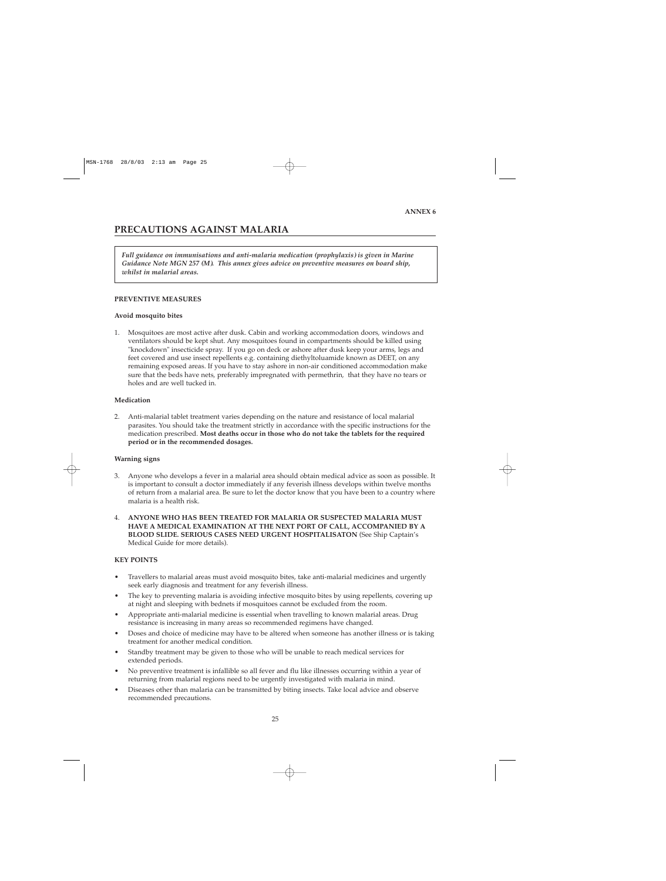ANNEX 6

## PRECAUTIONS AGAINST MALARIA

***Full guidance on immunisations and anti-malaria medication (prophylaxis) is given in Marine Guidance Note MGN 257 (M). This annex gives advice on preventive measures on board ship, whilst in malarial areas.***

### PREVENTIVE MEASURES

**Avoid mosquito bites**

1. Mosquitoes are most active after dusk. Cabin and working accommodation doors, windows and ventilators should be kept shut. Any mosquitoes found in compartments should be killed using "knockdown" insecticide spray. If you go on deck or ashore after dusk keep your arms, legs and feet covered and use insect repellents e.g. containing diethyltoluamide known as DEET, on any remaining exposed areas. If you have to stay ashore in non-air conditioned accommodation make sure that the beds have nets, preferably impregnated with permethrin, that they have no tears or holes and are well tucked in.

**Medication**

2. Anti-malarial tablet treatment varies depending on the nature and resistance of local malarial parasites. You should take the treatment strictly in accordance with the specific instructions for the medication prescribed. **Most deaths occur in those who do not take the tablets for the required period or in the recommended dosages.**

**Warning signs**

3. Anyone who develops a fever in a malarial area should obtain medical advice as soon as possible. It is important to consult a doctor immediately if any feverish illness develops within twelve months of return from a malarial area. Be sure to let the doctor know that you have been to a country where malaria is a health risk.

4. **ANYONE WHO HAS BEEN TREATED FOR MALARIA OR SUSPECTED MALARIA MUST HAVE A MEDICAL EXAMINATION AT THE NEXT PORT OF CALL, ACCOMPANIED BY A BLOOD SLIDE. SERIOUS CASES NEED URGENT HOSPITALISATON** (See Ship Captain's Medical Guide for more details).

### KEY POINTS

- Travellers to malarial areas must avoid mosquito bites, take anti-malarial medicines and urgently seek early diagnosis and treatment for any feverish illness.
- The key to preventing malaria is avoiding infective mosquito bites by using repellents, covering up at night and sleeping with bednets if mosquitoes cannot be excluded from the room.
- Appropriate anti-malarial medicine is essential when travelling to known malarial areas. Drug resistance is increasing in many areas so recommended regimens have changed.
- Doses and choice of medicine may have to be altered when someone has another illness or is taking treatment for another medical condition.
- Standby treatment may be given to those who will be unable to reach medical services for extended periods.
- No preventive treatment is infallible so all fever and flu like illnesses occurring within a year of returning from malarial regions need to be urgently investigated with malaria in mind.
- Diseases other than malaria can be transmitted by biting insects. Take local advice and observe recommended precautions.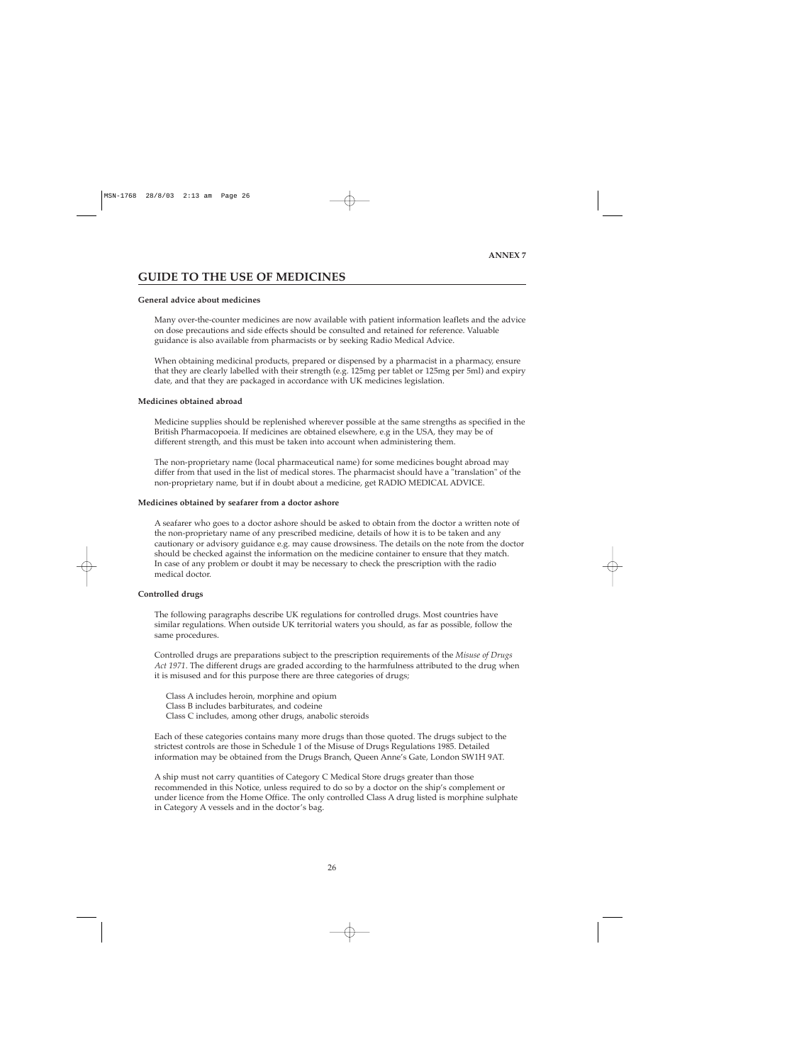ANNEX 7

## GUIDE TO THE USE OF MEDICINES

### General advice about medicines

Many over-the-counter medicines are now available with patient information leaflets and the advice on dose precautions and side effects should be consulted and retained for reference. Valuable guidance is also available from pharmacists or by seeking Radio Medical Advice.

When obtaining medicinal products, prepared or dispensed by a pharmacist in a pharmacy, ensure that they are clearly labelled with their strength (e.g. 125mg per tablet or 125mg per 5ml) and expiry date, and that they are packaged in accordance with UK medicines legislation.

### Medicines obtained abroad

Medicine supplies should be replenished wherever possible at the same strengths as specified in the British Pharmacopoeia. If medicines are obtained elsewhere, e.g in the USA, they may be of different strength, and this must be taken into account when administering them.

The non-proprietary name (local pharmaceutical name) for some medicines bought abroad may differ from that used in the list of medical stores. The pharmacist should have a "translation" of the non-proprietary name, but if in doubt about a medicine, get RADIO MEDICAL ADVICE.

### Medicines obtained by seafarer from a doctor ashore

A seafarer who goes to a doctor ashore should be asked to obtain from the doctor a written note of the non-proprietary name of any prescribed medicine, details of how it is to be taken and any cautionary or advisory guidance e.g. may cause drowsiness. The details on the note from the doctor should be checked against the information on the medicine container to ensure that they match. In case of any problem or doubt it may be necessary to check the prescription with the radio medical doctor.

### Controlled drugs

The following paragraphs describe UK regulations for controlled drugs. Most countries have similar regulations. When outside UK territorial waters you should, as far as possible, follow the same procedures.

Controlled drugs are preparations subject to the prescription requirements of the *Misuse of Drugs Act 1971*. The different drugs are graded according to the harmfulness attributed to the drug when it is misused and for this purpose there are three categories of drugs;

Class A includes heroin, morphine and opium
Class B includes barbiturates, and codeine
Class C includes, among other drugs, anabolic steroids

Each of these categories contains many more drugs than those quoted. The drugs subject to the strictest controls are those in Schedule 1 of the Misuse of Drugs Regulations 1985. Detailed information may be obtained from the Drugs Branch, Queen Anne's Gate, London SW1H 9AT.

A ship must not carry quantities of Category C Medical Store drugs greater than those recommended in this Notice, unless required to do so by a doctor on the ship's complement or under licence from the Home Office. The only controlled Class A drug listed is morphine sulphate in Category A vessels and in the doctor's bag.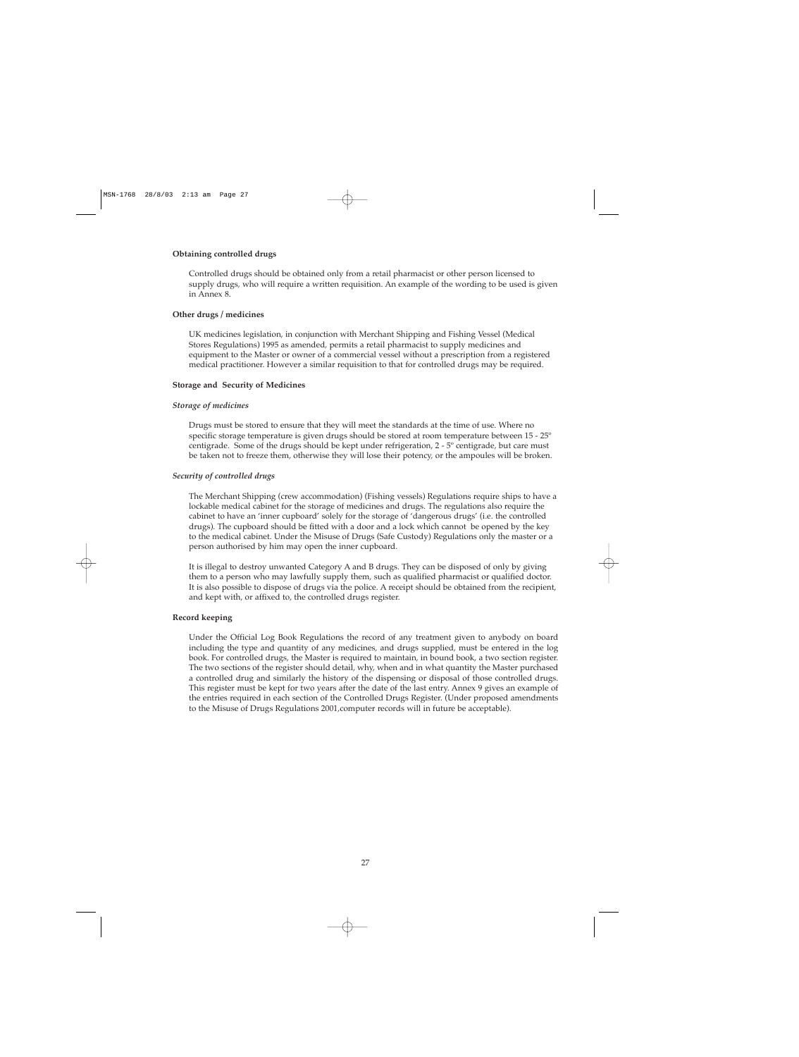**Obtaining controlled drugs**

Controlled drugs should be obtained only from a retail pharmacist or other person licensed to supply drugs, who will require a written requisition. An example of the wording to be used is given in Annex 8.

**Other drugs / medicines**

UK medicines legislation, in conjunction with Merchant Shipping and Fishing Vessel (Medical Stores Regulations) 1995 as amended, permits a retail pharmacist to supply medicines and equipment to the Master or owner of a commercial vessel without a prescription from a registered medical practitioner. However a similar requisition to that for controlled drugs may be required.

**Storage and Security of Medicines**

***Storage of medicines***

Drugs must be stored to ensure that they will meet the standards at the time of use. Where no specific storage temperature is given drugs should be stored at room temperature between 15 - 25° centigrade. Some of the drugs should be kept under refrigeration, 2 - 5° centigrade, but care must be taken not to freeze them, otherwise they will lose their potency, or the ampoules will be broken.

***Security of controlled drugs***

The Merchant Shipping (crew accommodation) (Fishing vessels) Regulations require ships to have a lockable medical cabinet for the storage of medicines and drugs. The regulations also require the cabinet to have an 'inner cupboard' solely for the storage of 'dangerous drugs' (i.e. the controlled drugs). The cupboard should be fitted with a door and a lock which cannot be opened by the key to the medical cabinet. Under the Misuse of Drugs (Safe Custody) Regulations only the master or a person authorised by him may open the inner cupboard.

It is illegal to destroy unwanted Category A and B drugs. They can be disposed of only by giving them to a person who may lawfully supply them, such as qualified pharmacist or qualified doctor. It is also possible to dispose of drugs via the police. A receipt should be obtained from the recipient, and kept with, or affixed to, the controlled drugs register.

**Record keeping**

Under the Official Log Book Regulations the record of any treatment given to anybody on board including the type and quantity of any medicines, and drugs supplied, must be entered in the log book. For controlled drugs, the Master is required to maintain, in bound book, a two section register. The two sections of the register should detail, why, when and in what quantity the Master purchased a controlled drug and similarly the history of the dispensing or disposal of those controlled drugs. This register must be kept for two years after the date of the last entry. Annex 9 gives an example of the entries required in each section of the Controlled Drugs Register. (Under proposed amendments to the Misuse of Drugs Regulations 2001,computer records will in future be acceptable).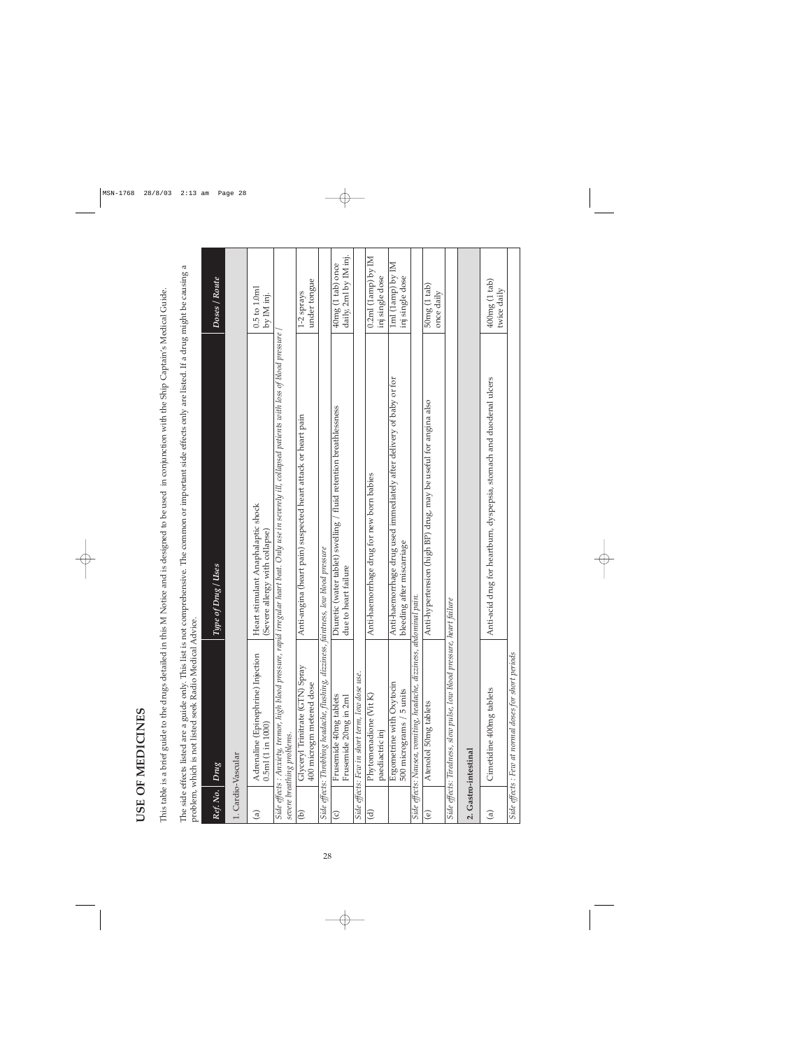# USE OF MEDICINES

This table is a brief guide to the drugs detailed in this M Notice and is designed to be used in conjunction with the Ship Captain's Medical Guide.

The side effects listed are a guide only. This list is not comprehensive. The common or important side effects only are listed. If a drug might be causing a problem, which is not listed seek Radio Medical Advice.

| Ref. No. | Drug | Type of Drug / Uses | Doses / Route |
|---|---|---|---|
| **1. Cardio-Vascular** | | | |
| (a) | Adrenaline (Epinephrine) Injection 0.5ml (1 in 1000) | Heart stimulant Anaphalaptic shock (Severe allergy with collapse) | 0.5 to 1.0ml by IM inj. |
| *Side effects : Anxiety, tremor, high blood pressure, rapid irregular heart beat. Only use in severely ill, collapsed patients with loss of blood pressure / severe breathing problems.* | | | |
| (b) | Glyceryl Trinitrate (GTN) Spray 400 microgm metered dose | Anti-angina (heart pain) suspected heart attack or heart pain | 1-2 sprays under tongue |
| *Side effects: Throbbing headache, flushing, dizziness, faintness, low blood pressure* | | | |
| (c) | Frusemide 40mg tablets<br>Frusemide 20mg in 2ml | Diuretic (water tablet) swelling / fluid retention breathlessness due to heart failure | 40mg (1 tab) once daily, 2ml by IM inj. |
| *Side effects: Few in short term, low dose use.* | | | |
| (d) | Phytomenadione (Vit K) paediactric inj | Anti-haemorrhage drug for new born babies | 0.2ml (1amp) by IM inj single dose |
| | Ergometrine with Oxytocin 500 micrograms / 5 units | Anti-haemorrhage drug used immediately after delivery of baby or for bleeding after miscarriage | 1ml (1amp) by IM inj single dose |
| *Side effects: Nausea, vomiting, headache, dizziness, abdominal pain.* | | | |
| (e) | Atenolol 50mg tablets | Anti-hypertension (high BP) drug, may be useful for angina also | 50mg (1 tab) once daily |
| *Side effects: Tiredness, slow pulse, low blood pressure, heart failure* | | | |
| **2. Gastro-intestinal** | | | |
| (a) | Cimetidine 400mg tablets | Anti-acid drug for heartburn, dyspepsia, stomach and duodenal ulcers | 400mg (1 tab) twice daily |
| *Side effects : Few at normal doses for short periods* | | | |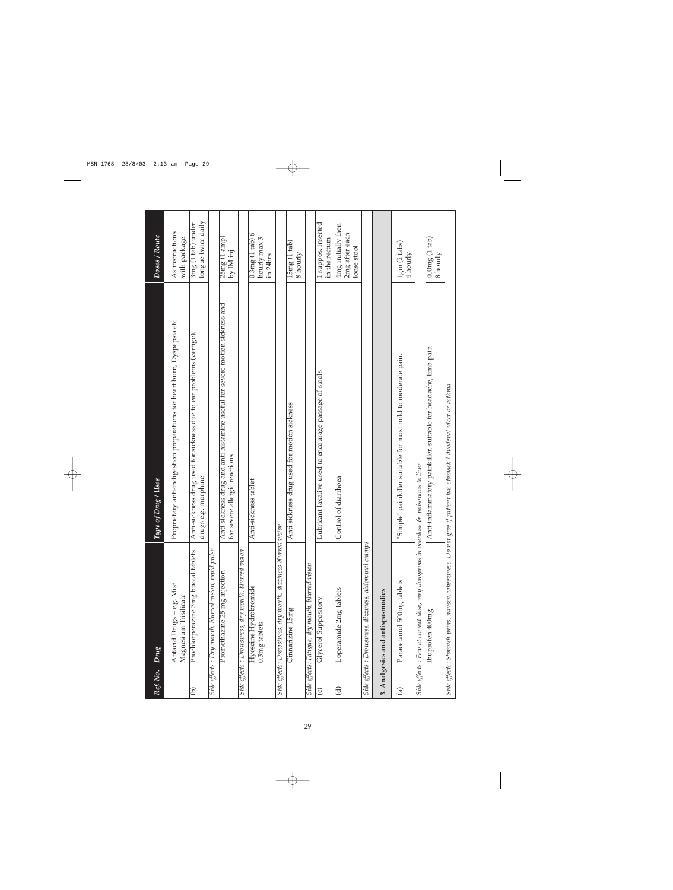| Ref. No. | Drug | Type of Drug / Uses | Doses / Route |
|---|---|---|---|
| | Antacid Drugs – e.g. Mist Magnesium Trisilicate | Proprietary anti-indigestion preparations for heart burn, Dyspepsia etc. | As instructions with package. |
| (b) | Prochlorperazine 3mg buccal tablets | Anti-sickness drug used for sickness due to ear problems (vertigo), drugs e.g. morphine | 3mg (1 tab) under tongue twice daily |
| *Side effects : Dry mouth, blurred vision, rapid pulse* | | | |
| | Promethazine 25 mg injection | Anti-sickness drug and anti-histamine useful for severe motion sickness and for severe allergic reactions | 25mg (1 amp) by IM inj |
| *Side effects : Drowsiness, dry mouth, blurred vision* | | | |
| | Hyoscine Hydrobromide 0.3mg tablets | Anti-sickness tablet | 0.3mg (1 tab) 6 hourly max 3 in 24hrs |
| *Side effects: Drowsiness, dry mouth, dizziness blurred vision* | | | |
| | Cinnarizine 15mg | Anti sickness drug used for motion sickness | 15mg (1 tab) 8 hourly |
| *Side effects: Fatigue, dry mouth, blurred vision* | | | |
| (c) | Glycerol Suppository | Lubricant laxative used to encourage passage of stools | 1 suppos. inserted in the rectum |
| (d) | Loperamide 2mg tablets | Control of diarrhoea | 4mg initially then 2mg after each loose stool |
| *Side effects : Drowsiness, dizziness, abdominal cramps* | | | |
| **3. Analgesics and antispasmodics** | | | |
| (a) | Paracetamol 500mg tablets | "Simple" painkiller suitable for most mild to moderate pain. | 1gm (2 tabs) 4 hourly |
| *Side effects : Few at correct dose, very dangerous in overdose & poisonous to liver* | | | |
| | Ibuprofen 400mg | Anti-inflammatory painkiller, suitable for headache, limb pain | 400mg (1 tab) 8 hourly |
| *Side effects: Stomach pains, nausea, wheeziness. Do not give if patient has stomach / duodenal ulcer or asthma* | | | |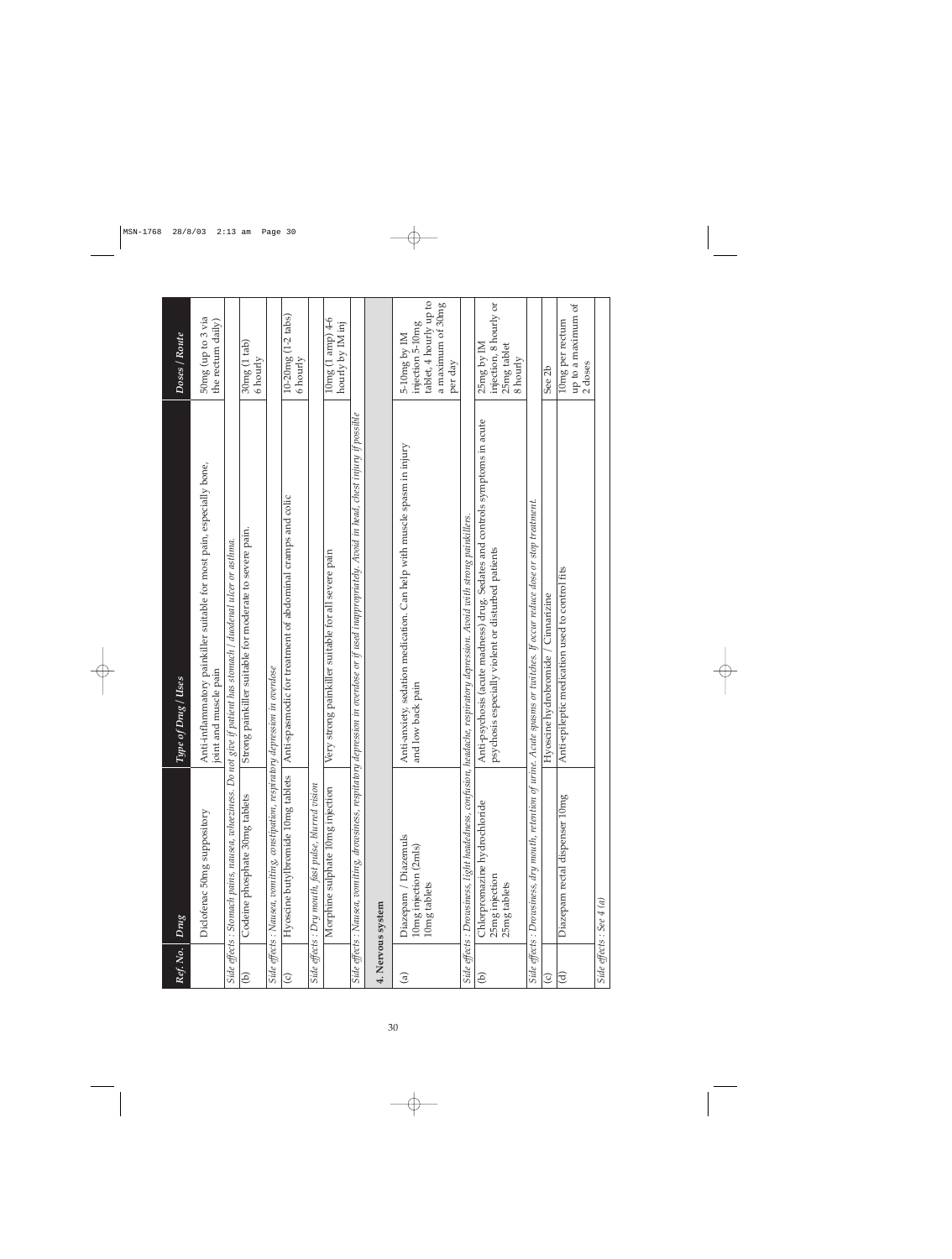| Ref. No. | Drug | Type of Drug / Uses | Doses / Route |
|---|---|---|---|
| | Diclofenac 50mg suppository | Anti-inflammatory painkiller suitable for most pain, especially bone, joint and muscle pain | 50mg (up to 3 via the rectum daily) |
| *Side effects : Stomach pains, nausea, wheeziness. Do not give if patient has stomach / duodenal ulcer or asthma.* | | | |
| (b) | Codeine phosphate 30mg tablets | Strong painkiller suitable for moderate to severe pain. | 30mg (1 tab) 6 hourly |
| *Side effects : Nausea, vomiting, constipation, respiratory depression in overdose* | | | |
| (c) | Hyoscine butylbromide 10mg tablets | Anti-spasmodic for treatment of abdominal cramps and colic | 10-20mg (1-2 tabs) 6 hourly |
| *Side effects : Dry mouth, fast pulse, blurred vision* | | | |
| | Morphine sulphate 10mg injection | Very strong painkiller suitable for all severe pain | 10mg (1 amp) 4-6 hourly by IM inj |
| *Side effects : Nausea, vomiting, drowsiness, respiratory depression in overdose or if used inappropriately. Avoid in head, chest injury if possible* | | | |
| **4. Nervous system** | | | |
| (a) | Diazepam / Diazemuls 10mg injection (2mls) 10mg tablets | Anti-anxiety, sedation medication. Can help with muscle spasm in injury and low back pain | 5-10mg by IM injection 5-10mg tablet, 4 hourly up to a maximum of 30mg per day |
| *Side effects : Drowsiness, light headedness, confusion, headache, respiratory depression. Avoid with strong painkillers.* | | | |
| (b) | Chlorpromazine hydrochloride 25mg injection 25mg tablets | Anti-psychosis (acute madness) drug. Sedates and controls symptoms in acute psychosis especially violent or disturbed patients | 25mg by IM injection, 8 hourly or 25mg tablet 8 hourly |
| *Side effects : Drowsiness, dry mouth, retention of urine. Acute spasms or twitches. If occur reduce dose or stop treatment.* | | | |
| (c) | | Hyoscine hydrobromide / Cinnarizine | See 2b |
| (d) | Diazepam rectal dispenser 10mg | Anti-epileptic medication used to control fits | 10mg per rectum up to a maximum of 2 doses |
| *Side effects : See 4 (a)* | | | |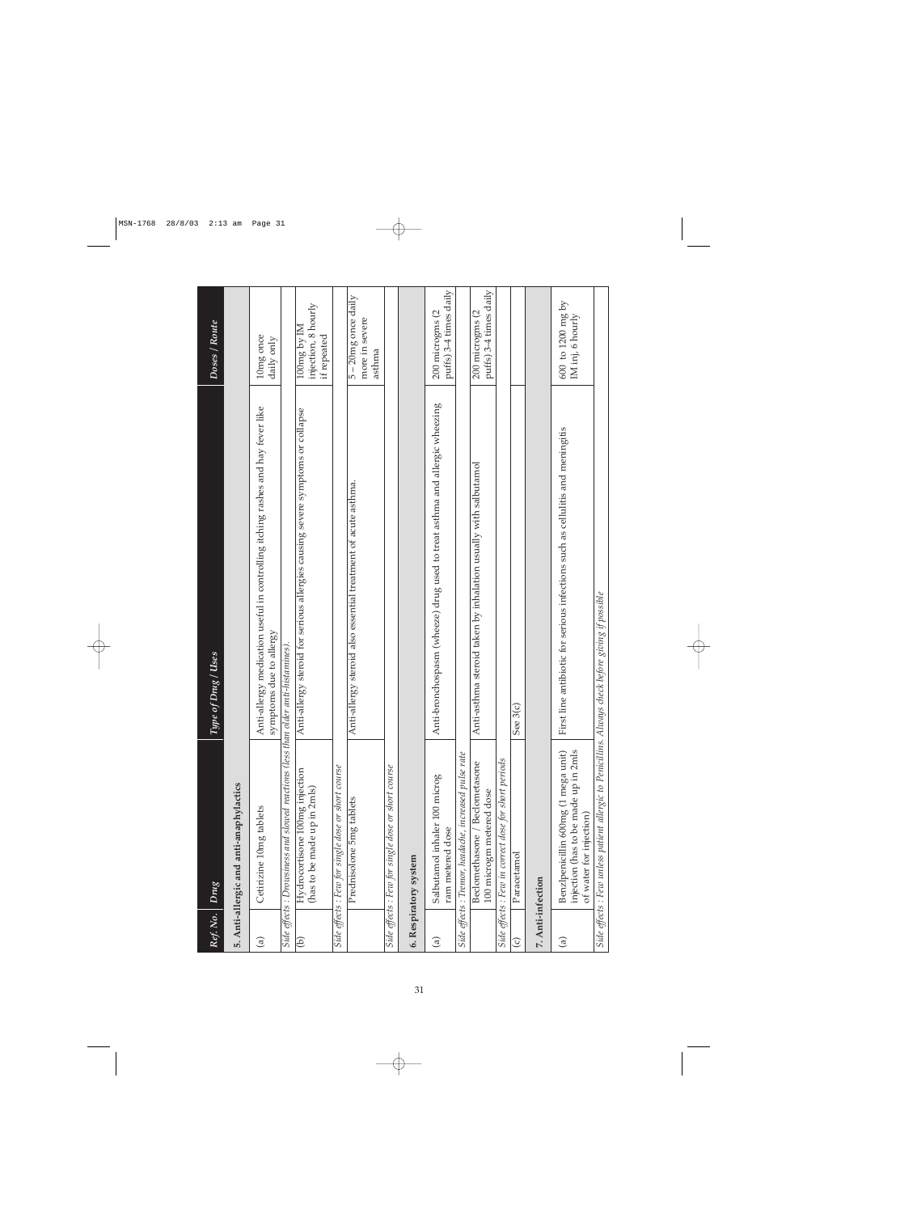| Ref. No. | Drug | Type of Drug / Uses | Doses / Route |
|---|---|---|---|
| **5. Anti-allergic and anti-anaphylactics** | | | |
| (a) | Cetirizine 10mg tablets | Anti-allergy medication useful in controlling itching rashes and hay fever like symptoms due to allergy | 10mg once daily only |
| *Side effects : Drowsiness and slowed reactions (less than older anti-histamines).* | | | |
| (b) | Hydrocortisone 100mg injection (has to be made up in 2mls) | Anti-allergy steroid for serious allergies causing severe symptoms or collapse | 100mg by IM injection, 8 hourly if repeated |
| *Side effects : Few for single dose or short course* | | | |
| | Prednisolone 5mg tablets | Anti-allergy steroid also essential treatment of acute asthma. | 5 – 20mg once daily more in severe asthma |
| *Side effects : Few for single dose or short course* | | | |
| **6. Respiratory system** | | | |
| (a) | Salbutamol inhaler 100 microgram metered dose | Anti-bronchospasm (wheeze) drug used to treat asthma and allergic wheezing | 200 microgms (2 puffs) 3-4 times daily |
| *Side effects : Tremor, headache, increased pulse rate* | | | |
| | Beclomethasone / Beclometasone 100 microgm metered dose | Anti-asthma steroid taken by inhalation usually with salbutamol | 200 microgms (2 puffs) 3-4 times daily |
| *Side effects : Few in correct dose for short periods* | | | |
| (c) | Paracetamol | See 3(c) | |
| **7. Anti-infection** | | | |
| (a) | Benzlpenicillin 600mg (1 mega unit) injection (has to be made up in 2mls of water for injection) | First line antibiotic for serious infections such as cellulitis and meningitis | 600 to 1200 mg by IM inj, 6 hourly |
| *Side effects : Few unless patient allergic to Penicillins. Always check before giving if possible* | | | |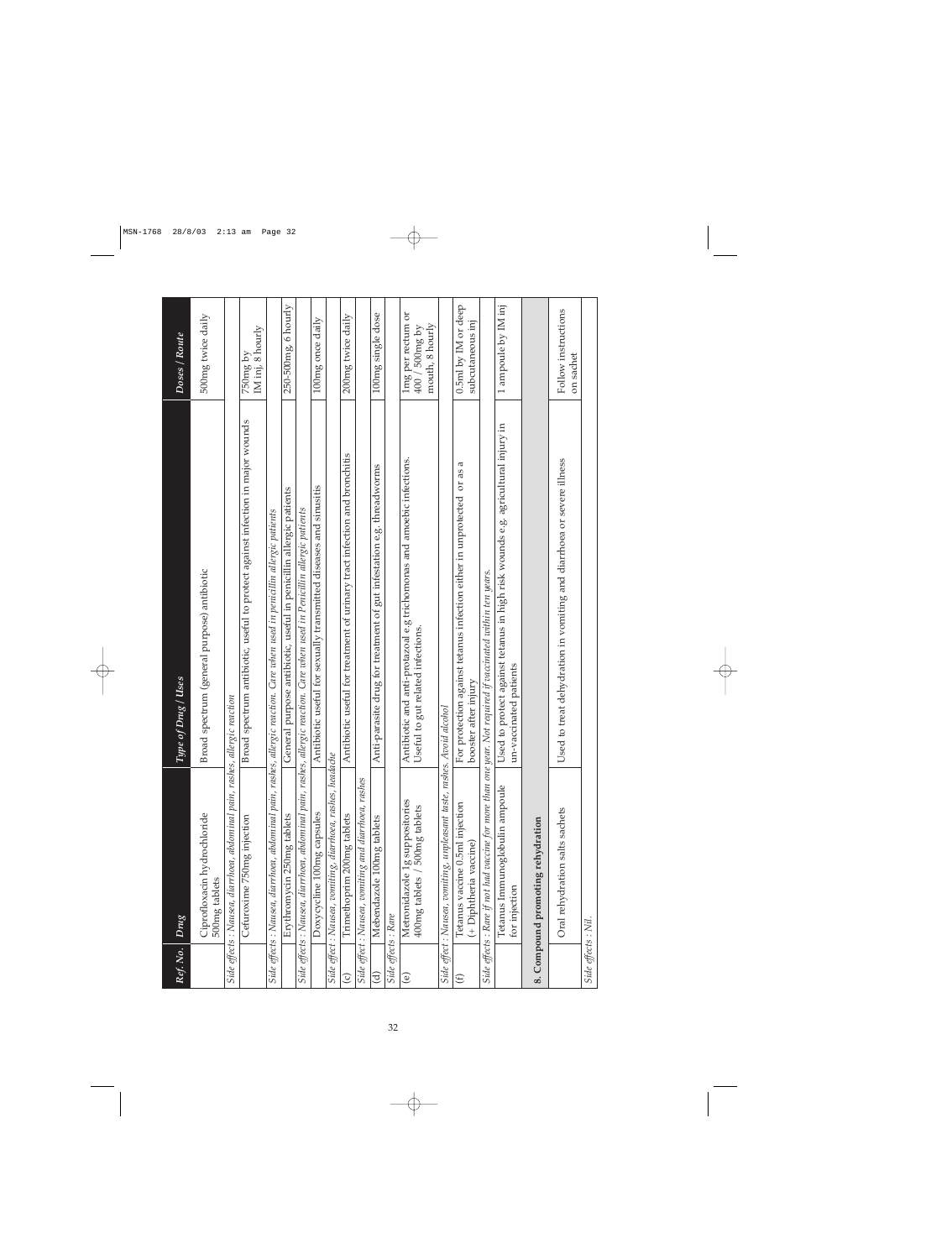| Ref. No. | Drug | Type of Drug / Uses | Doses / Route |
|---|---|---|---|
| | Ciprofloxacin hydrochloride 500mg tablets | Broad spectrum (general purpose) antibiotic | 500mg twice daily |
| *Side effects : Nausea, diarrhoea, abdominal pain, rashes, allergic reaction* | | | |
| | Cefuroxime 750mg injection | Broad spectrum antibiotic, useful to protect against infection in major wounds | 750mg by IM inj, 8 hourly |
| *Side effects : Nausea, diarrhoea, abdominal pain, rashes, allergic reaction. Care when used in penicillin allergic patients* | | | |
| | Erythromycin 250mg tablets | General purpose antibiotic, useful in penicillin allergic patients | 250-500mg, 6 hourly |
| *Side effects : Nausea, diarrhoea, abdominal pain, rashes, allergic reaction. Care when used in Penicillin allergic patients* | | | |
| | Doxycycline 100mg capsules | Antibiotic useful for sexually transmitted diseases and sinusitis | 100mg once daily |
| *Side effect : Nausea, vomiting, diarrhoea, rashes, headache* | | | |
| (c) | Trimethoprim 200mg tablets | Antibiotic useful for treatment of urinary tract infection and bronchitis | 200mg twice daily |
| *Side effect : Nausea, vomiting and diarrhoea, rashes* | | | |
| (d) | Mebendazole 100mg tablets | Anti-parasite drug for treatment of gut infestation e.g. threadworms | 100mg single dose |
| *Side effects : Rare* | | | |
| (e) | Metronidazole 1g suppositories 400mg tablets / 500mg tablets | Antibiotic and anti-protazoal e.g trichomonas and amoebic infections. Useful to gut related infections. | 1mg per rectum or 400 / 500mg by mouth, 8 hourly |
| *Side effect : Nausea, vomiting, unpleasant taste, rashes. Avoid alcohol* | | | |
| (f) | Tetanus vaccine 0.5ml injection (+ Diphtheria vaccine) | For protection against tetanus infection either in unprotected or as a booster after injury | 0.5ml by IM or deep subcutaneous inj |
| *Side effects : Rare if not had vaccine for more than one year. Not required if vaccinated within ten years.* | | | |
| | Tetanus Immunoglobulin ampoule for injection | Used to protect against tetanus in high risk wounds e.g. agricultural injury in un-vaccinated patients | 1 ampoule by IM inj |
| **8. Compound promoting rehydration** | | | |
| | Oral rehydration salts sachets | Used to treat dehydration in vomiting and diarrhoea or severe illness | Follow instructions on sachet |
| *Side effects : Nil.* | | | |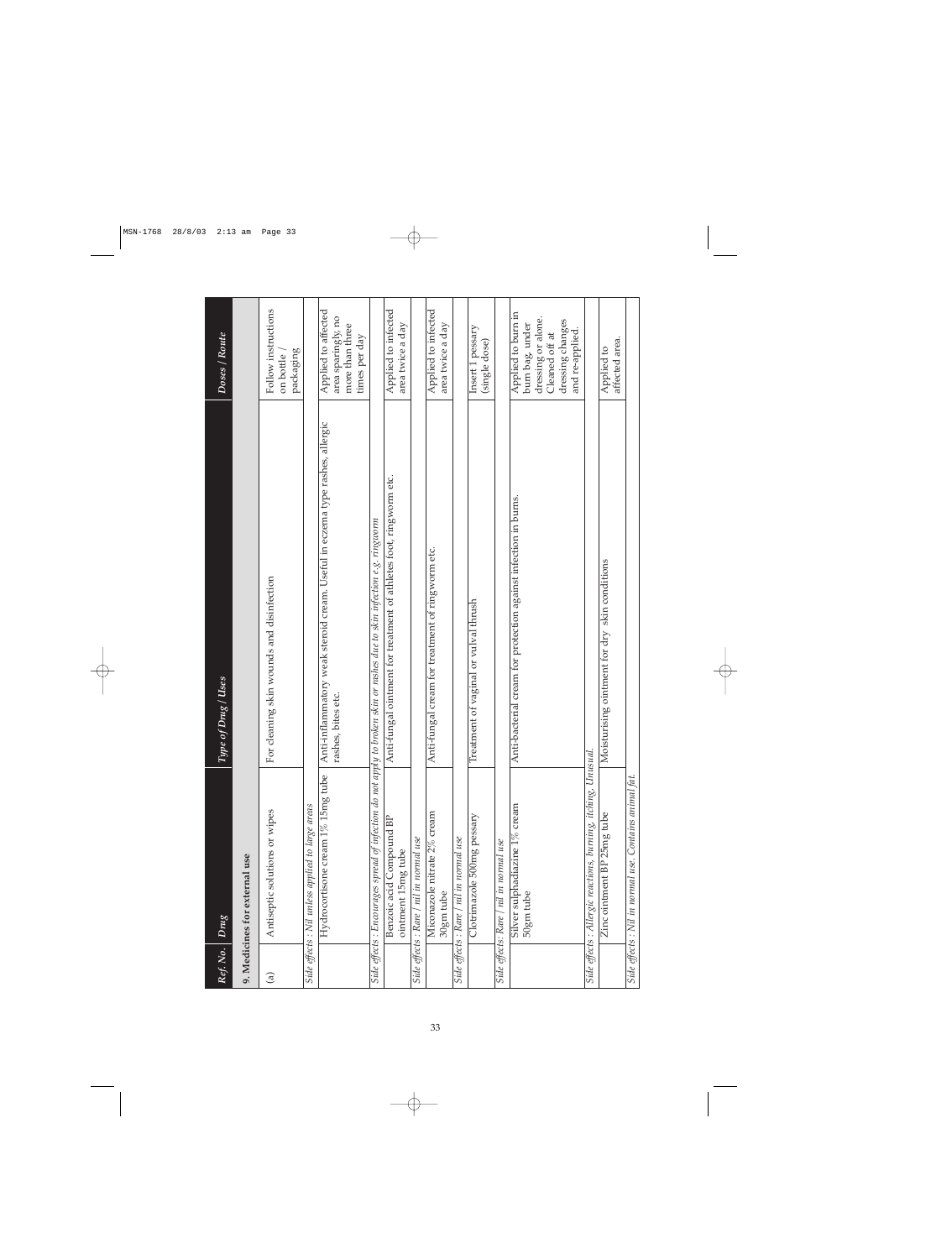| Ref. No. | Drug | Type of Drug / Uses | Doses / Route |
|---|---|---|---|
| **9. Medicines for external use** | | | |
| (a) | Antiseptic solutions or wipes | For cleaning skin wounds and disinfection | Follow instructions on bottle / packaging |
| *Side effects : Nil unless applied to large areas* | | | |
| | Hydrocortisone cream 1% 15mg tube | Anti-inflammatory weak steroid cream. Useful in eczema type rashes, allergic rashes, bites etc. | Applied to affected area sparingly, no more than three times per day |
| *Side effects : Encourages spread of infection do not apply to broken skin or rashes due to skin infection e.g. ringworm* | | | |
| | Benzoic acid Compound BP ointment 15mg tube | Anti-fungal ointment for treatment of athletes foot, ringworm etc. | Applied to infected area twice a day |
| *Side effects : Rare / nil in normal use* | | | |
| | Miconazole nitrate 2% cream 30gm tube | Anti-fungal cream for treatment of ringworm etc. | Applied to infected area twice a day |
| *Side effects : Rare / nil in normal use* | | | |
| | Clotrimazole 500mg pessary | Treatment of vaginal or vulval thrush | Insert 1 pessary (single dose) |
| *Side effects: Rare / nil in normal use* | | | |
| | Silver sulphadiazine 1% cream 50gm tube | Anti-bacterial cream for protection against infection in burns. | Applied to burn in burn bag, under dressing or alone. Cleaned off at dressing changes and re-applied. |
| *Side effects : Allergic reactions, burning, itching. Unusual.* | | | |
| | Zinc ointment BP 25mg tube | Moisturising ointment for dry skin conditions | Applied to affected area. |
| *Side effects : Nil in normal use. Contains animal fat.* | | | |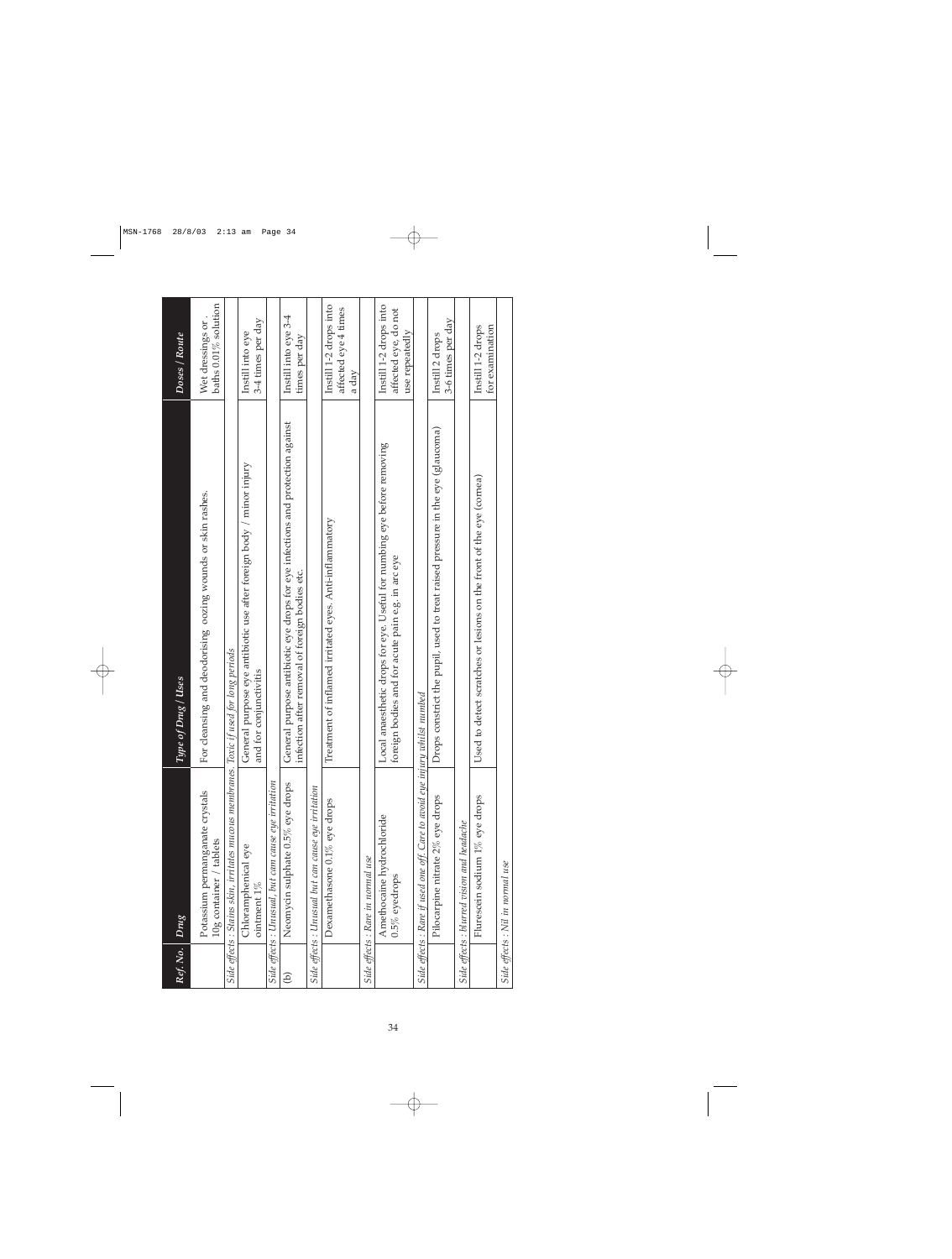| Ref. No. | Drug | Type of Drug / Uses | Doses / Route |
|---|---|---|---|
| | Potassium permanganate crystals 10g container / tablets | For cleansing and deodorising oozing wounds or skin rashes. | Wet dressings or baths 0.01% solution |
| *Side effects : Stains skin, irritates mucous membranes. Toxic if used for long periods* | | | |
| | Chloramphenical eye ointment 1% | General purpose eye antibiotic use after foreign body / minor injury and for conjunctivitis | Instill into eye 3-4 times per day |
| *Side effects : Unusual, but cam cause eye irritation* | | | |
| (b) | Neomycin sulphate 0.5% eye drops | General purpose antibiotic eye drops for eye infections and protection against infection after removal of foreign bodies etc. | Instill into eye 3-4 times per day |
| *Side effects : Unusual but can cause eye irritation* | | | |
| | Dexamethasone 0.1% eye drops | Treatment of inflamed irritated eyes. Anti-inflammatory | Instill 1-2 drops into affected eye 4 times a day |
| *Side effects : Rare in normal use* | | | |
| | Amethocaine hydrochloride 0.5% eyedrops | Local anaesthetic drops for eye. Useful for numbing eye before removing foreign bodies and for acute pain e.g. in arc eye | Instill 1-2 drops into affected eye, do not use repeatedly |
| *Side effects : Rare if used one off. Care to avoid eye injury whilst numbed* | | | |
| | Pilocarpine nitrate 2% eye drops | Drops constrict the pupil, used to treat raised pressure in the eye (glaucoma) | Instill 2 drops 3-6 times per day |
| *Side effects : blurred vision and headache* | | | |
| | Fluresceín sodium 1% eye drops | Used to detect scratches or lesions on the front of the eye (cornea) | Instill 1-2 drops for examination |
| *Side effects : Nil in normal use* | | | |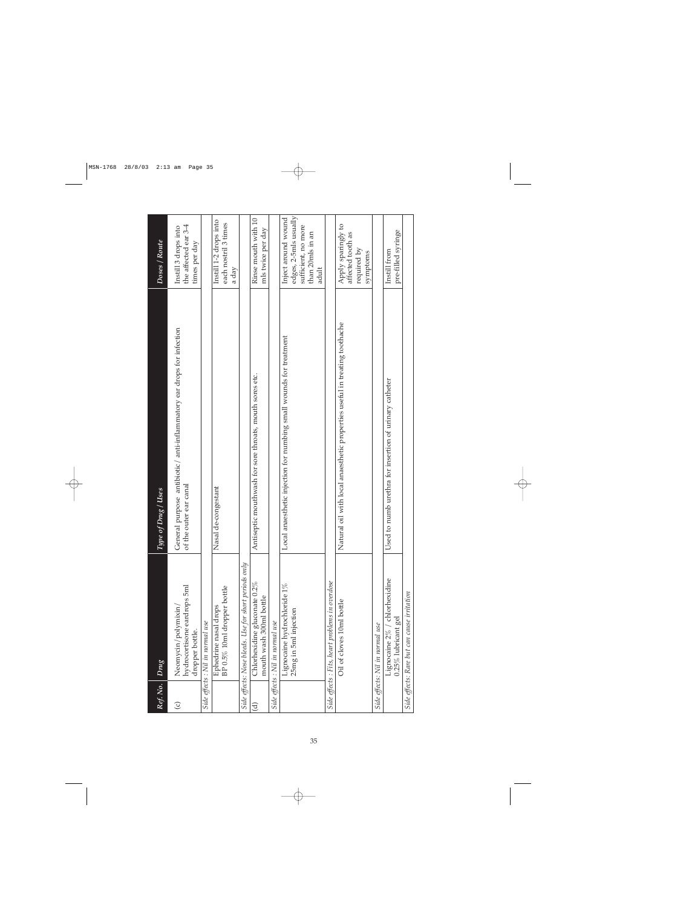| Ref. No. | Drug | Type of Drug / Uses | Doses / Route |
|---|---|---|---|
| (c) | Neomycin / polymixin / hydrocortisone eardrops 5ml dropper bottle. | General purpose antibiotic / anti-inflammatory ear drops for infection of the outer ear canal | Instill 3 drops into the affected ear 3-4 times per day |
| *Side effects : Nil in normal use* | | | |
| | Ephedrine nasal drops BP 0.5% 10ml dropper bottle | Nasal de-congestant | Instill 1-2 drops into each nostril 3 times a day |
| *Side effects: Nose bleeds. Use for short periods only* | | | |
| (d) | Chlorhexidine gluconate 0.2% mouth wash 300ml bottle | Antiseptic mouthwash for sore throats, mouth sores etc. | Rinse mouth with 10 mls twice per day |
| *Side effects : Nil in normal use* | | | |
| | Lignocaine hydrochloride 1% 25mg in 5ml injection | Local anaesthetic injection for numbing small wounds for treatment | Inject around wound edges, 2-5mls usually sufficient, no more than 20mls in an adult |
| *Side effects : Fits, heart problems in overdose* | | | |
| | Oil of cloves 10ml bottle | Natural oil with local anaesthetic properties useful in treating toothache | Apply sparingly to affected tooth as required by symptoms |
| *Side effects: Nil in normal use* | | | |
| | Lignocaine 2% / chlorhexidine 0.25% lubricant gel | Used to numb urethra for insertion of urinary catheter | Instill from pre-filled syringe |
| *Side effects: Rare but can cause irritation* | | | |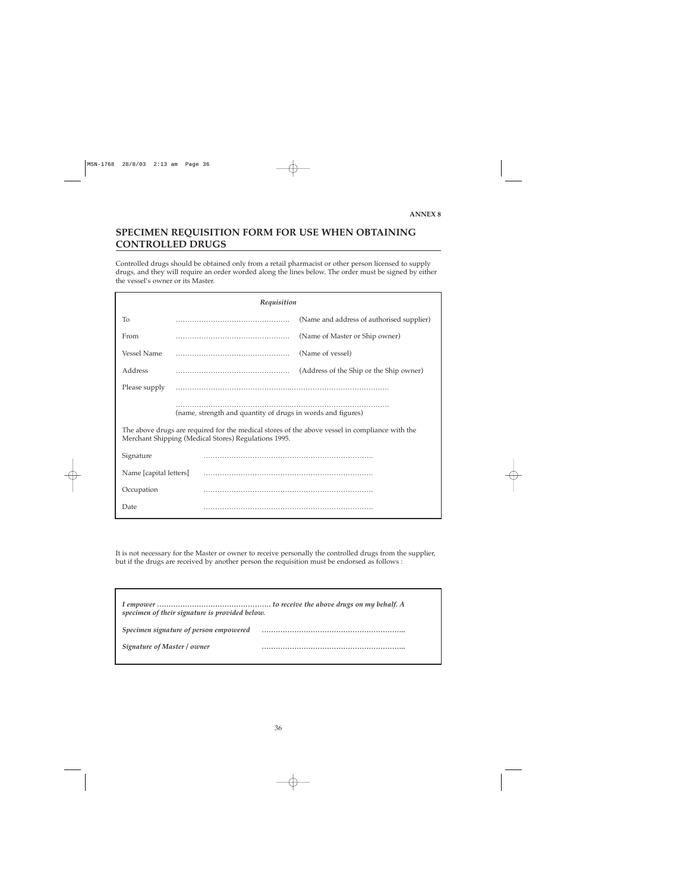ANNEX 8

## SPECIMEN REQUISITION FORM FOR USE WHEN OBTAINING CONTROLLED DRUGS

Controlled drugs should be obtained only from a retail pharmacist or other person licensed to supply drugs, and they will require an order worded along the lines below. The order must be signed by either the vessel's owner or its Master.

*Requisition*

| | | |
|---|---|---|
| To | ………………………………………… | (Name and address of authorised supplier) |
| From | ………………………………………… | (Name of Master or Ship owner) |
| Vessel Name | ………………………………………… | (Name of vessel) |
| Address | ………………………………………… | (Address of the Ship or the Ship owner) |
| Please supply | …………………………………………………………………………………… | |
| | …………………………………………………………………………………… (name, strength and quantity of drugs in words and figures) | |

The above drugs are required for the medical stores of the above vessel in compliance with the Merchant Shipping (Medical Stores) Regulations 1995.

| | |
|---|---|
| Signature | ……………………………………………………………… |
| Name [capital letters] | ……………………………………………………………… |
| Occupation | ……………………………………………………………… |
| Date | ……………………………………………………………… |

It is not necessary for the Master or owner to receive personally the controlled drugs from the supplier, but if the drugs are received by another person the requisition must be endorsed as follows :

***I empower ………………………………………… to receive the above drugs on my behalf. A specimen of their signature is provided below.***

| | |
|---|---|
| ***Specimen signature of person empowered*** | …………………………………………………… |
| ***Signature of Master / owner*** | …………………………………………………… |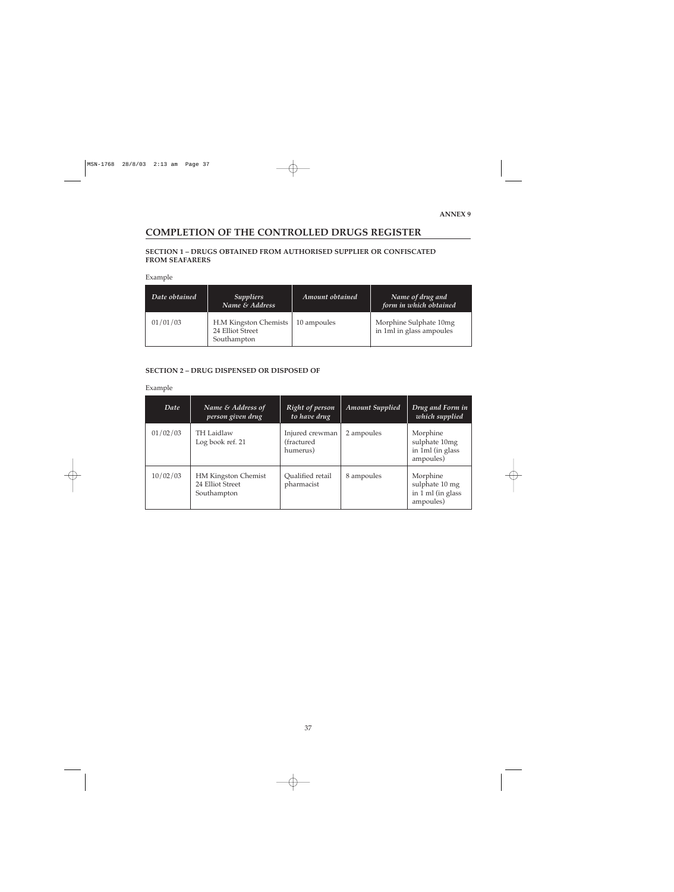**ANNEX 9**

# COMPLETION OF THE CONTROLLED DRUGS REGISTER

### SECTION 1 – DRUGS OBTAINED FROM AUTHORISED SUPPLIER OR CONFISCATED FROM SEAFARERS

Example

| *Date obtained* | *Suppliers Name & Address* | *Amount obtained* | *Name of drug and form in which obtained* |
|---|---|---|---|
| 01/01/03 | H.M Kingston Chemists 24 Elliot Street Southampton | 10 ampoules | Morphine Sulphate 10mg in 1ml in glass ampoules |

### SECTION 2 – DRUG DISPENSED OR DISPOSED OF

Example

| *Date* | *Name & Address of person given drug* | *Right of person to have drug* | *Amount Supplied* | *Drug and Form in which supplied* |
|---|---|---|---|---|
| 01/02/03 | TH Laidlaw Log book ref. 21 | Injured crewman (fractured humerus) | 2 ampoules | Morphine sulphate 10mg in 1ml (in glass ampoules) |
| 10/02/03 | HM Kingston Chemist 24 Elliot Street Southampton | Qualified retail pharmacist | 8 ampoules | Morphine sulphate 10 mg in 1 ml (in glass ampoules) |